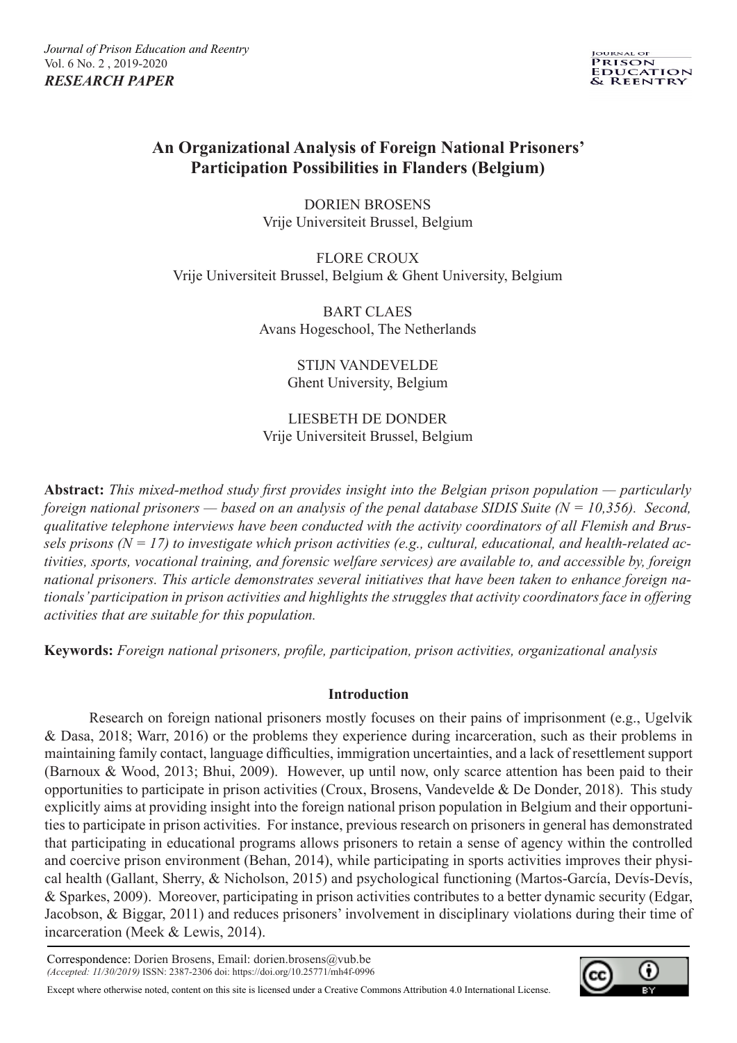*Journal of Prison Education and Reentry*
Vol. 6 No. 2 , 2019-2020
***RESEARCH PAPER***

# An Organizational Analysis of Foreign National Prisoners' Participation Possibilities in Flanders (Belgium)

DORIEN BROSENS
Vrije Universiteit Brussel, Belgium

FLORE CROUX
Vrije Universiteit Brussel, Belgium & Ghent University, Belgium

BART CLAES
Avans Hogeschool, The Netherlands

STIJN VANDEVELDE
Ghent University, Belgium

LIESBETH DE DONDER
Vrije Universiteit Brussel, Belgium

**Abstract:** *This mixed-method study first provides insight into the Belgian prison population — particularly foreign national prisoners — based on an analysis of the penal database SIDIS Suite (N = 10,356). Second, qualitative telephone interviews have been conducted with the activity coordinators of all Flemish and Brussels prisons (N = 17) to investigate which prison activities (e.g., cultural, educational, and health-related activities, sports, vocational training, and forensic welfare services) are available to, and accessible by, foreign national prisoners. This article demonstrates several initiatives that have been taken to enhance foreign nationals' participation in prison activities and highlights the struggles that activity coordinators face in offering activities that are suitable for this population.*

**Keywords:** *Foreign national prisoners, profile, participation, prison activities, organizational analysis*

## Introduction

Research on foreign national prisoners mostly focuses on their pains of imprisonment (e.g., Ugelvik & Dasa, 2018; Warr, 2016) or the problems they experience during incarceration, such as their problems in maintaining family contact, language difficulties, immigration uncertainties, and a lack of resettlement support (Barnoux & Wood, 2013; Bhui, 2009). However, up until now, only scarce attention has been paid to their opportunities to participate in prison activities (Croux, Brosens, Vandevelde & De Donder, 2018). This study explicitly aims at providing insight into the foreign national prison population in Belgium and their opportunities to participate in prison activities. For instance, previous research on prisoners in general has demonstrated that participating in educational programs allows prisoners to retain a sense of agency within the controlled and coercive prison environment (Behan, 2014), while participating in sports activities improves their physical health (Gallant, Sherry, & Nicholson, 2015) and psychological functioning (Martos-García, Devís-Devís, & Sparkes, 2009). Moreover, participating in prison activities contributes to a better dynamic security (Edgar, Jacobson, & Biggar, 2011) and reduces prisoners' involvement in disciplinary violations during their time of incarceration (Meek & Lewis, 2014).

Correspondence: Dorien Brosens, Email: dorien.brosens@vub.be
*(Accepted: 11/30/2019)* ISSN: 2387-2306 doi: https://doi.org/10.25771/mh4f-0996

Except where otherwise noted, content on this site is licensed under a Creative Commons Attribution 4.0 International License.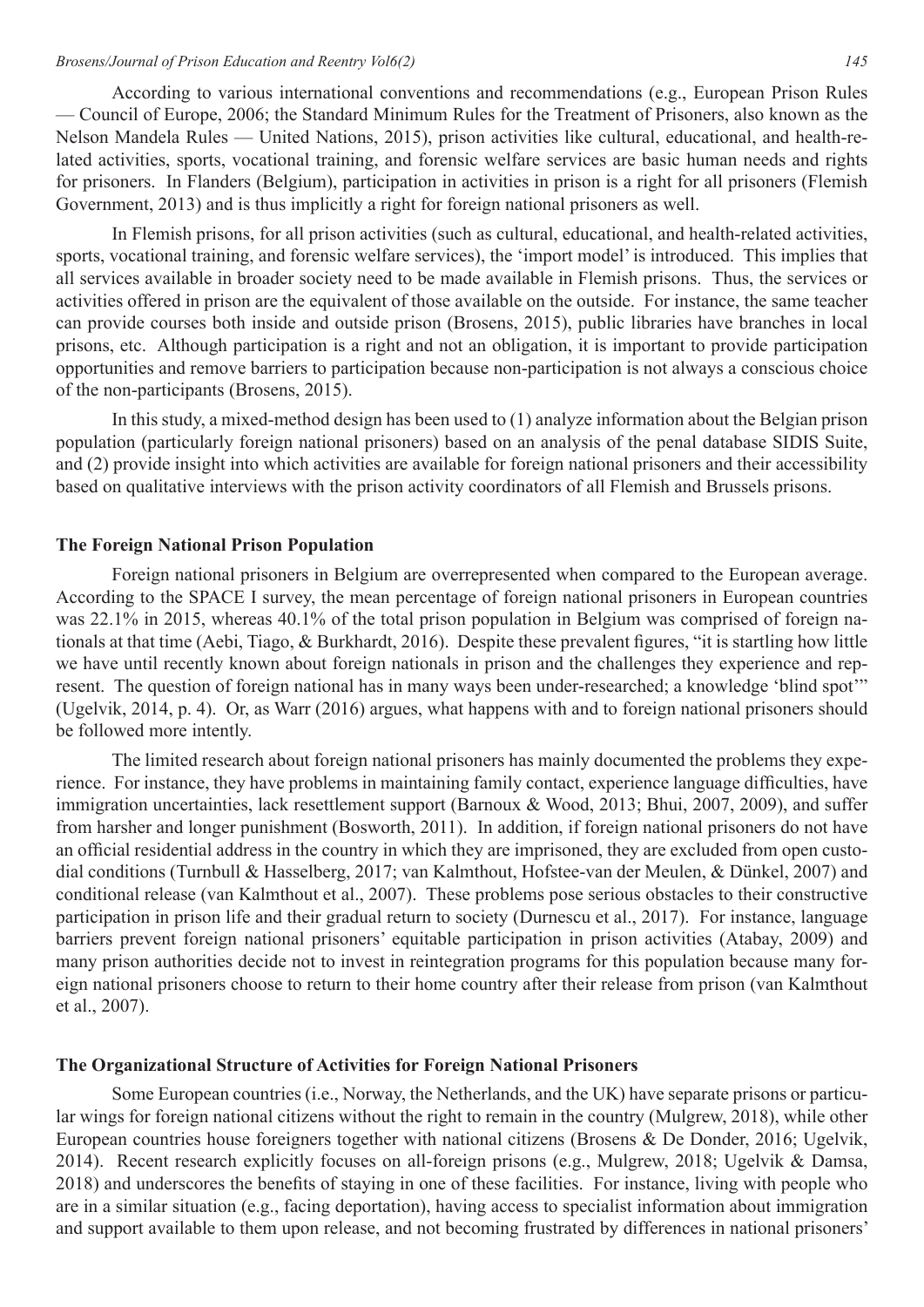According to various international conventions and recommendations (e.g., European Prison Rules — Council of Europe, 2006; the Standard Minimum Rules for the Treatment of Prisoners, also known as the Nelson Mandela Rules — United Nations, 2015), prison activities like cultural, educational, and health-related activities, sports, vocational training, and forensic welfare services are basic human needs and rights for prisoners. In Flanders (Belgium), participation in activities in prison is a right for all prisoners (Flemish Government, 2013) and is thus implicitly a right for foreign national prisoners as well.

In Flemish prisons, for all prison activities (such as cultural, educational, and health-related activities, sports, vocational training, and forensic welfare services), the 'import model' is introduced. This implies that all services available in broader society need to be made available in Flemish prisons. Thus, the services or activities offered in prison are the equivalent of those available on the outside. For instance, the same teacher can provide courses both inside and outside prison (Brosens, 2015), public libraries have branches in local prisons, etc. Although participation is a right and not an obligation, it is important to provide participation opportunities and remove barriers to participation because non-participation is not always a conscious choice of the non-participants (Brosens, 2015).

In this study, a mixed-method design has been used to (1) analyze information about the Belgian prison population (particularly foreign national prisoners) based on an analysis of the penal database SIDIS Suite, and (2) provide insight into which activities are available for foreign national prisoners and their accessibility based on qualitative interviews with the prison activity coordinators of all Flemish and Brussels prisons.

## The Foreign National Prison Population

Foreign national prisoners in Belgium are overrepresented when compared to the European average. According to the SPACE I survey, the mean percentage of foreign national prisoners in European countries was 22.1% in 2015, whereas 40.1% of the total prison population in Belgium was comprised of foreign nationals at that time (Aebi, Tiago, & Burkhardt, 2016). Despite these prevalent figures, "it is startling how little we have until recently known about foreign nationals in prison and the challenges they experience and represent. The question of foreign national has in many ways been under-researched; a knowledge 'blind spot'" (Ugelvik, 2014, p. 4). Or, as Warr (2016) argues, what happens with and to foreign national prisoners should be followed more intently.

The limited research about foreign national prisoners has mainly documented the problems they experience. For instance, they have problems in maintaining family contact, experience language difficulties, have immigration uncertainties, lack resettlement support (Barnoux & Wood, 2013; Bhui, 2007, 2009), and suffer from harsher and longer punishment (Bosworth, 2011). In addition, if foreign national prisoners do not have an official residential address in the country in which they are imprisoned, they are excluded from open custodial conditions (Turnbull & Hasselberg, 2017; van Kalmthout, Hofstee-van der Meulen, & Dünkel, 2007) and conditional release (van Kalmthout et al., 2007). These problems pose serious obstacles to their constructive participation in prison life and their gradual return to society (Durnescu et al., 2017). For instance, language barriers prevent foreign national prisoners' equitable participation in prison activities (Atabay, 2009) and many prison authorities decide not to invest in reintegration programs for this population because many foreign national prisoners choose to return to their home country after their release from prison (van Kalmthout et al., 2007).

## The Organizational Structure of Activities for Foreign National Prisoners

Some European countries (i.e., Norway, the Netherlands, and the UK) have separate prisons or particular wings for foreign national citizens without the right to remain in the country (Mulgrew, 2018), while other European countries house foreigners together with national citizens (Brosens & De Donder, 2016; Ugelvik, 2014). Recent research explicitly focuses on all-foreign prisons (e.g., Mulgrew, 2018; Ugelvik & Damsa, 2018) and underscores the benefits of staying in one of these facilities. For instance, living with people who are in a similar situation (e.g., facing deportation), having access to specialist information about immigration and support available to them upon release, and not becoming frustrated by differences in national prisoners'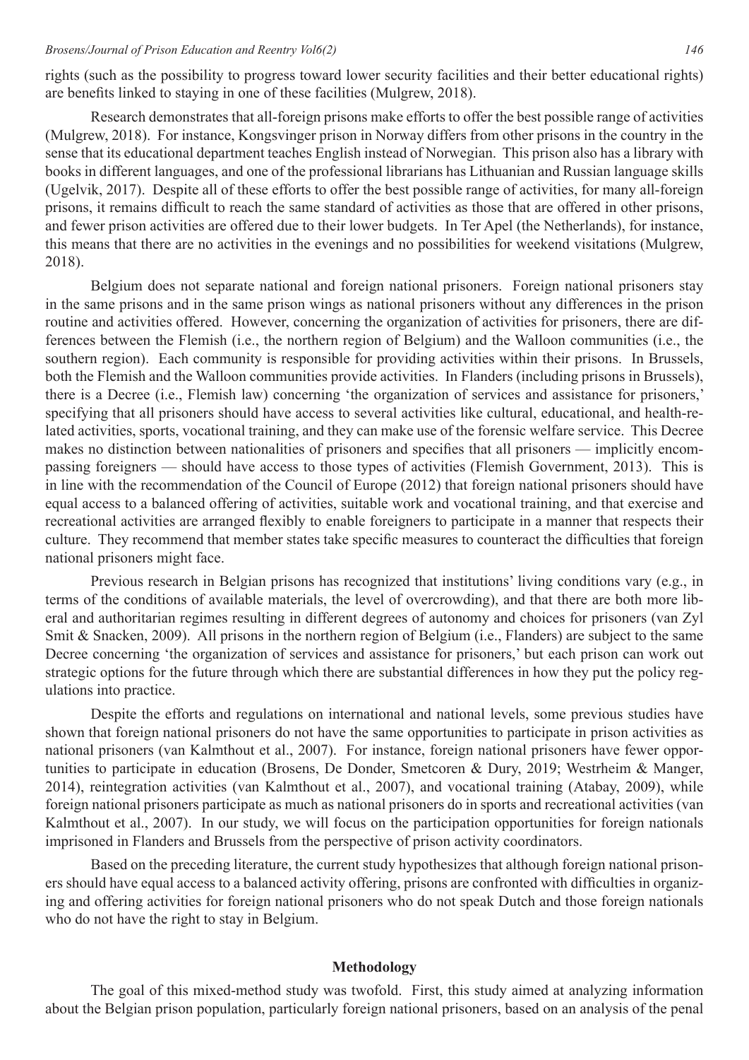rights (such as the possibility to progress toward lower security facilities and their better educational rights) are benefits linked to staying in one of these facilities (Mulgrew, 2018).

Research demonstrates that all-foreign prisons make efforts to offer the best possible range of activities (Mulgrew, 2018). For instance, Kongsvinger prison in Norway differs from other prisons in the country in the sense that its educational department teaches English instead of Norwegian. This prison also has a library with books in different languages, and one of the professional librarians has Lithuanian and Russian language skills (Ugelvik, 2017). Despite all of these efforts to offer the best possible range of activities, for many all-foreign prisons, it remains difficult to reach the same standard of activities as those that are offered in other prisons, and fewer prison activities are offered due to their lower budgets. In Ter Apel (the Netherlands), for instance, this means that there are no activities in the evenings and no possibilities for weekend visitations (Mulgrew, 2018).

Belgium does not separate national and foreign national prisoners. Foreign national prisoners stay in the same prisons and in the same prison wings as national prisoners without any differences in the prison routine and activities offered. However, concerning the organization of activities for prisoners, there are differences between the Flemish (i.e., the northern region of Belgium) and the Walloon communities (i.e., the southern region). Each community is responsible for providing activities within their prisons. In Brussels, both the Flemish and the Walloon communities provide activities. In Flanders (including prisons in Brussels), there is a Decree (i.e., Flemish law) concerning 'the organization of services and assistance for prisoners,' specifying that all prisoners should have access to several activities like cultural, educational, and health-related activities, sports, vocational training, and they can make use of the forensic welfare service. This Decree makes no distinction between nationalities of prisoners and specifies that all prisoners — implicitly encompassing foreigners — should have access to those types of activities (Flemish Government, 2013). This is in line with the recommendation of the Council of Europe (2012) that foreign national prisoners should have equal access to a balanced offering of activities, suitable work and vocational training, and that exercise and recreational activities are arranged flexibly to enable foreigners to participate in a manner that respects their culture. They recommend that member states take specific measures to counteract the difficulties that foreign national prisoners might face.

Previous research in Belgian prisons has recognized that institutions' living conditions vary (e.g., in terms of the conditions of available materials, the level of overcrowding), and that there are both more liberal and authoritarian regimes resulting in different degrees of autonomy and choices for prisoners (van Zyl Smit & Snacken, 2009). All prisons in the northern region of Belgium (i.e., Flanders) are subject to the same Decree concerning 'the organization of services and assistance for prisoners,' but each prison can work out strategic options for the future through which there are substantial differences in how they put the policy regulations into practice.

Despite the efforts and regulations on international and national levels, some previous studies have shown that foreign national prisoners do not have the same opportunities to participate in prison activities as national prisoners (van Kalmthout et al., 2007). For instance, foreign national prisoners have fewer opportunities to participate in education (Brosens, De Donder, Smetcoren & Dury, 2019; Westrheim & Manger, 2014), reintegration activities (van Kalmthout et al., 2007), and vocational training (Atabay, 2009), while foreign national prisoners participate as much as national prisoners do in sports and recreational activities (van Kalmthout et al., 2007). In our study, we will focus on the participation opportunities for foreign nationals imprisoned in Flanders and Brussels from the perspective of prison activity coordinators.

Based on the preceding literature, the current study hypothesizes that although foreign national prisoners should have equal access to a balanced activity offering, prisons are confronted with difficulties in organizing and offering activities for foreign national prisoners who do not speak Dutch and those foreign nationals who do not have the right to stay in Belgium.

## Methodology

The goal of this mixed-method study was twofold. First, this study aimed at analyzing information about the Belgian prison population, particularly foreign national prisoners, based on an analysis of the penal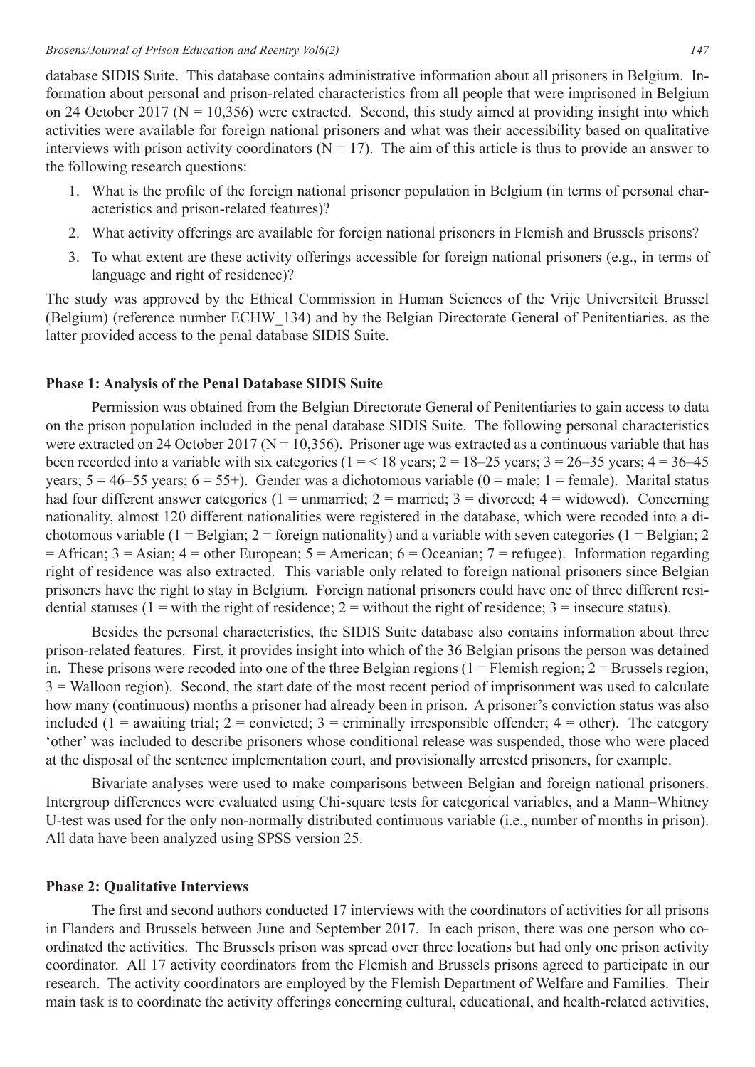database SIDIS Suite. This database contains administrative information about all prisoners in Belgium. Information about personal and prison-related characteristics from all people that were imprisoned in Belgium on 24 October 2017 (N = 10,356) were extracted. Second, this study aimed at providing insight into which activities were available for foreign national prisoners and what was their accessibility based on qualitative interviews with prison activity coordinators (N = 17). The aim of this article is thus to provide an answer to the following research questions:

1. What is the profile of the foreign national prisoner population in Belgium (in terms of personal characteristics and prison-related features)?
2. What activity offerings are available for foreign national prisoners in Flemish and Brussels prisons?
3. To what extent are these activity offerings accessible for foreign national prisoners (e.g., in terms of language and right of residence)?

The study was approved by the Ethical Commission in Human Sciences of the Vrije Universiteit Brussel (Belgium) (reference number ECHW_134) and by the Belgian Directorate General of Penitentiaries, as the latter provided access to the penal database SIDIS Suite.

### Phase 1: Analysis of the Penal Database SIDIS Suite

Permission was obtained from the Belgian Directorate General of Penitentiaries to gain access to data on the prison population included in the penal database SIDIS Suite. The following personal characteristics were extracted on 24 October 2017 (N = 10,356). Prisoner age was extracted as a continuous variable that has been recorded into a variable with six categories (1 = < 18 years; 2 = 18–25 years; 3 = 26–35 years; 4 = 36–45 years; 5 = 46–55 years; 6 = 55+). Gender was a dichotomous variable (0 = male; 1 = female). Marital status had four different answer categories (1 = unmarried; 2 = married; 3 = divorced; 4 = widowed). Concerning nationality, almost 120 different nationalities were registered in the database, which were recoded into a dichotomous variable (1 = Belgian; 2 = foreign nationality) and a variable with seven categories (1 = Belgian; 2 = African; 3 = Asian; 4 = other European; 5 = American; 6 = Oceanian; 7 = refugee). Information regarding right of residence was also extracted. This variable only related to foreign national prisoners since Belgian prisoners have the right to stay in Belgium. Foreign national prisoners could have one of three different residential statuses (1 = with the right of residence; 2 = without the right of residence; 3 = insecure status).

Besides the personal characteristics, the SIDIS Suite database also contains information about three prison-related features. First, it provides insight into which of the 36 Belgian prisons the person was detained in. These prisons were recoded into one of the three Belgian regions (1 = Flemish region; 2 = Brussels region; 3 = Walloon region). Second, the start date of the most recent period of imprisonment was used to calculate how many (continuous) months a prisoner had already been in prison. A prisoner's conviction status was also included (1 = awaiting trial; 2 = convicted; 3 = criminally irresponsible offender; 4 = other). The category 'other' was included to describe prisoners whose conditional release was suspended, those who were placed at the disposal of the sentence implementation court, and provisionally arrested prisoners, for example.

Bivariate analyses were used to make comparisons between Belgian and foreign national prisoners. Intergroup differences were evaluated using Chi-square tests for categorical variables, and a Mann–Whitney U-test was used for the only non-normally distributed continuous variable (i.e., number of months in prison). All data have been analyzed using SPSS version 25.

### Phase 2: Qualitative Interviews

The first and second authors conducted 17 interviews with the coordinators of activities for all prisons in Flanders and Brussels between June and September 2017. In each prison, there was one person who coordinated the activities. The Brussels prison was spread over three locations but had only one prison activity coordinator. All 17 activity coordinators from the Flemish and Brussels prisons agreed to participate in our research. The activity coordinators are employed by the Flemish Department of Welfare and Families. Their main task is to coordinate the activity offerings concerning cultural, educational, and health-related activities,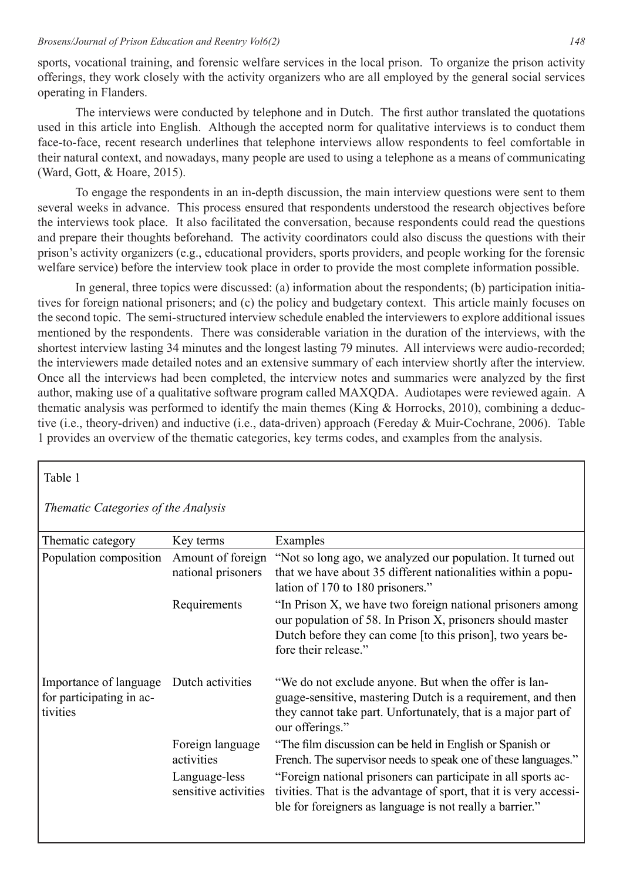sports, vocational training, and forensic welfare services in the local prison. To organize the prison activity offerings, they work closely with the activity organizers who are all employed by the general social services operating in Flanders.

The interviews were conducted by telephone and in Dutch. The first author translated the quotations used in this article into English. Although the accepted norm for qualitative interviews is to conduct them face-to-face, recent research underlines that telephone interviews allow respondents to feel comfortable in their natural context, and nowadays, many people are used to using a telephone as a means of communicating (Ward, Gott, & Hoare, 2015).

To engage the respondents in an in-depth discussion, the main interview questions were sent to them several weeks in advance. This process ensured that respondents understood the research objectives before the interviews took place. It also facilitated the conversation, because respondents could read the questions and prepare their thoughts beforehand. The activity coordinators could also discuss the questions with their prison's activity organizers (e.g., educational providers, sports providers, and people working for the forensic welfare service) before the interview took place in order to provide the most complete information possible.

In general, three topics were discussed: (a) information about the respondents; (b) participation initiatives for foreign national prisoners; and (c) the policy and budgetary context. This article mainly focuses on the second topic. The semi-structured interview schedule enabled the interviewers to explore additional issues mentioned by the respondents. There was considerable variation in the duration of the interviews, with the shortest interview lasting 34 minutes and the longest lasting 79 minutes. All interviews were audio-recorded; the interviewers made detailed notes and an extensive summary of each interview shortly after the interview. Once all the interviews had been completed, the interview notes and summaries were analyzed by the first author, making use of a qualitative software program called MAXQDA. Audiotapes were reviewed again. A thematic analysis was performed to identify the main themes (King & Horrocks, 2010), combining a deductive (i.e., theory-driven) and inductive (i.e., data-driven) approach (Fereday & Muir-Cochrane, 2006). Table 1 provides an overview of the thematic categories, key terms codes, and examples from the analysis.

Table 1

*Thematic Categories of the Analysis*

| Thematic category | Key terms | Examples |
|---|---|---|
| Population composition | Amount of foreign national prisoners | "Not so long ago, we analyzed our population. It turned out that we have about 35 different nationalities within a population of 170 to 180 prisoners." |
| | Requirements | "In Prison X, we have two foreign national prisoners among our population of 58. In Prison X, prisoners should master Dutch before they can come [to this prison], two years before their release." |
| Importance of language for participating in activities | Dutch activities | "We do not exclude anyone. But when the offer is language-sensitive, mastering Dutch is a requirement, and then they cannot take part. Unfortunately, that is a major part of our offerings." |
| | Foreign language activities | "The film discussion can be held in English or Spanish or French. The supervisor needs to speak one of these languages." |
| | Language-less sensitive activities | "Foreign national prisoners can participate in all sports activities. That is the advantage of sport, that it is very accessible for foreigners as language is not really a barrier." |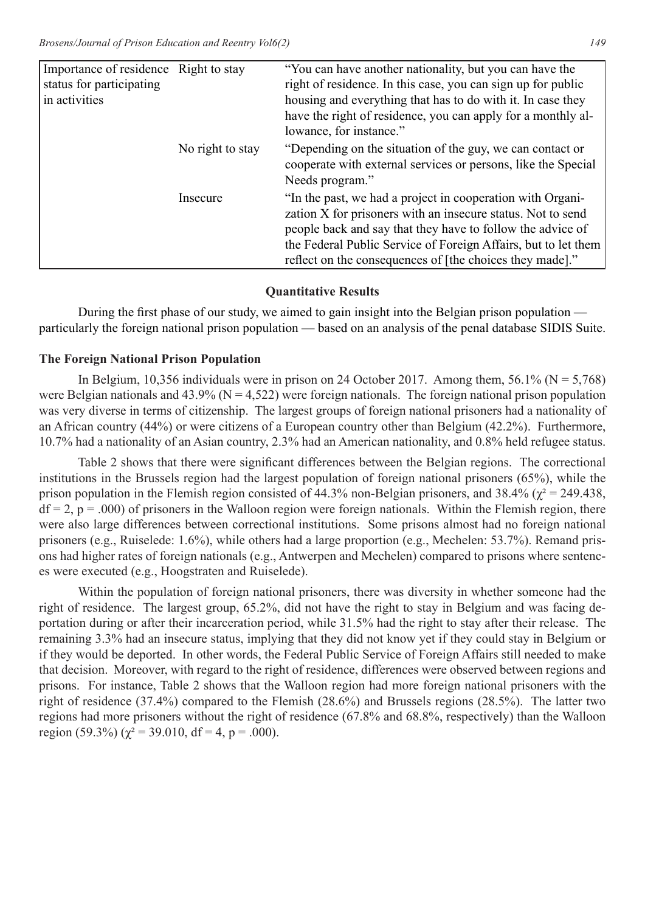| Importance of residence status for participating in activities | Right to stay | “You can have another nationality, but you can have the right of residence. In this case, you can sign up for public housing and everything that has to do with it. In case they have the right of residence, you can apply for a monthly allowance, for instance.” |
| --- | --- | --- |
| | No right to stay | “Depending on the situation of the guy, we can contact or cooperate with external services or persons, like the Special Needs program.” |
| | Insecure | “In the past, we had a project in cooperation with Organization X for prisoners with an insecure status. Not to send people back and say that they have to follow the advice of the Federal Public Service of Foreign Affairs, but to let them reflect on the consequences of [the choices they made].” |

## Quantitative Results

During the first phase of our study, we aimed to gain insight into the Belgian prison population — particularly the foreign national prison population — based on an analysis of the penal database SIDIS Suite.

### The Foreign National Prison Population

In Belgium, 10,356 individuals were in prison on 24 October 2017. Among them, 56.1% (N = 5,768) were Belgian nationals and 43.9% (N = 4,522) were foreign nationals. The foreign national prison population was very diverse in terms of citizenship. The largest groups of foreign national prisoners had a nationality of an African country (44%) or were citizens of a European country other than Belgium (42.2%). Furthermore, 10.7% had a nationality of an Asian country, 2.3% had an American nationality, and 0.8% held refugee status.

Table 2 shows that there were significant differences between the Belgian regions. The correctional institutions in the Brussels region had the largest population of foreign national prisoners (65%), while the prison population in the Flemish region consisted of 44.3% non-Belgian prisoners, and 38.4% ($\chi^2 = 249.438$, $df = 2$, $p = .000$) of prisoners in the Walloon region were foreign nationals. Within the Flemish region, there were also large differences between correctional institutions. Some prisons almost had no foreign national prisoners (e.g., Ruiselede: 1.6%), while others had a large proportion (e.g., Mechelen: 53.7%). Remand prisons had higher rates of foreign nationals (e.g., Antwerpen and Mechelen) compared to prisons where sentences were executed (e.g., Hoogstraten and Ruiselede).

Within the population of foreign national prisoners, there was diversity in whether someone had the right of residence. The largest group, 65.2%, did not have the right to stay in Belgium and was facing deportation during or after their incarceration period, while 31.5% had the right to stay after their release. The remaining 3.3% had an insecure status, implying that they did not know yet if they could stay in Belgium or if they would be deported. In other words, the Federal Public Service of Foreign Affairs still needed to make that decision. Moreover, with regard to the right of residence, differences were observed between regions and prisons. For instance, Table 2 shows that the Walloon region had more foreign national prisoners with the right of residence (37.4%) compared to the Flemish (28.6%) and Brussels regions (28.5%). The latter two regions had more prisoners without the right of residence (67.8% and 68.8%, respectively) than the Walloon region (59.3%) ($\chi^2 = 39.010$, $df = 4$, $p = .000$).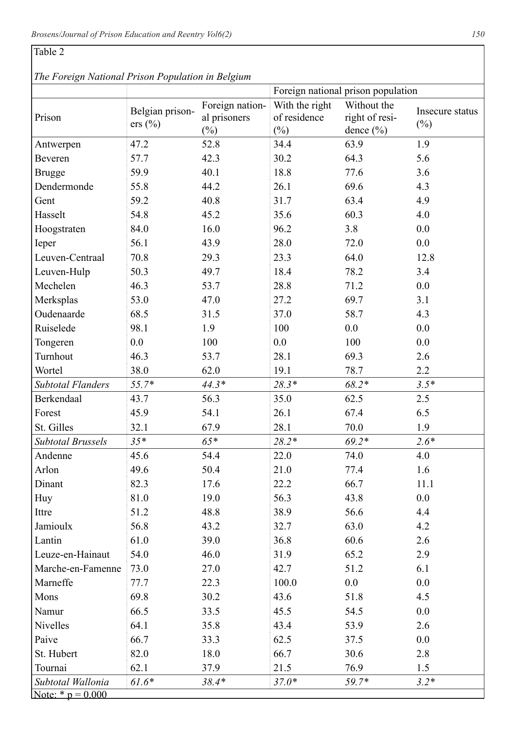Table 2

*The Foreign National Prison Population in Belgium*

| Prison | Belgian prisoners (%) | Foreign national prisoners (%) | Foreign national prison population: With the right of residence (%) | Without the right of residence (%) | Insecure status (%) |
|---|---|---|---|---|---|
| Antwerpen | 47.2 | 52.8 | 34.4 | 63.9 | 1.9 |
| Beveren | 57.7 | 42.3 | 30.2 | 64.3 | 5.6 |
| Brugge | 59.9 | 40.1 | 18.8 | 77.6 | 3.6 |
| Dendermonde | 55.8 | 44.2 | 26.1 | 69.6 | 4.3 |
| Gent | 59.2 | 40.8 | 31.7 | 63.4 | 4.9 |
| Hasselt | 54.8 | 45.2 | 35.6 | 60.3 | 4.0 |
| Hoogstraten | 84.0 | 16.0 | 96.2 | 3.8 | 0.0 |
| Ieper | 56.1 | 43.9 | 28.0 | 72.0 | 0.0 |
| Leuven-Centraal | 70.8 | 29.3 | 23.3 | 64.0 | 12.8 |
| Leuven-Hulp | 50.3 | 49.7 | 18.4 | 78.2 | 3.4 |
| Mechelen | 46.3 | 53.7 | 28.8 | 71.2 | 0.0 |
| Merksplas | 53.0 | 47.0 | 27.2 | 69.7 | 3.1 |
| Oudenaarde | 68.5 | 31.5 | 37.0 | 58.7 | 4.3 |
| Ruiselede | 98.1 | 1.9 | 100 | 0.0 | 0.0 |
| Tongeren | 0.0 | 100 | 0.0 | 100 | 0.0 |
| Turnhout | 46.3 | 53.7 | 28.1 | 69.3 | 2.6 |
| Wortel | 38.0 | 62.0 | 19.1 | 78.7 | 2.2 |
| *Subtotal Flanders* | *55.7** | *44.3** | *28.3** | *68.2** | *3.5** |
| Berkendaal | 43.7 | 56.3 | 35.0 | 62.5 | 2.5 |
| Forest | 45.9 | 54.1 | 26.1 | 67.4 | 6.5 |
| St. Gilles | 32.1 | 67.9 | 28.1 | 70.0 | 1.9 |
| *Subtotal Brussels* | *35** | *65** | *28.2** | *69.2** | *2.6** |
| Andenne | 45.6 | 54.4 | 22.0 | 74.0 | 4.0 |
| Arlon | 49.6 | 50.4 | 21.0 | 77.4 | 1.6 |
| Dinant | 82.3 | 17.6 | 22.2 | 66.7 | 11.1 |
| Huy | 81.0 | 19.0 | 56.3 | 43.8 | 0.0 |
| Ittre | 51.2 | 48.8 | 38.9 | 56.6 | 4.4 |
| Jamioulx | 56.8 | 43.2 | 32.7 | 63.0 | 4.2 |
| Lantin | 61.0 | 39.0 | 36.8 | 60.6 | 2.6 |
| Leuze-en-Hainaut | 54.0 | 46.0 | 31.9 | 65.2 | 2.9 |
| Marche-en-Famenne | 73.0 | 27.0 | 42.7 | 51.2 | 6.1 |
| Marneffe | 77.7 | 22.3 | 100.0 | 0.0 | 0.0 |
| Mons | 69.8 | 30.2 | 43.6 | 51.8 | 4.5 |
| Namur | 66.5 | 33.5 | 45.5 | 54.5 | 0.0 |
| Nivelles | 64.1 | 35.8 | 43.4 | 53.9 | 2.6 |
| Paive | 66.7 | 33.3 | 62.5 | 37.5 | 0.0 |
| St. Hubert | 82.0 | 18.0 | 66.7 | 30.6 | 2.8 |
| Tournai | 62.1 | 37.9 | 21.5 | 76.9 | 1.5 |
| *Subtotal Wallonia* | *61.6** | *38.4** | *37.0** | *59.7** | *3.2** |

Note: * $p = 0.000$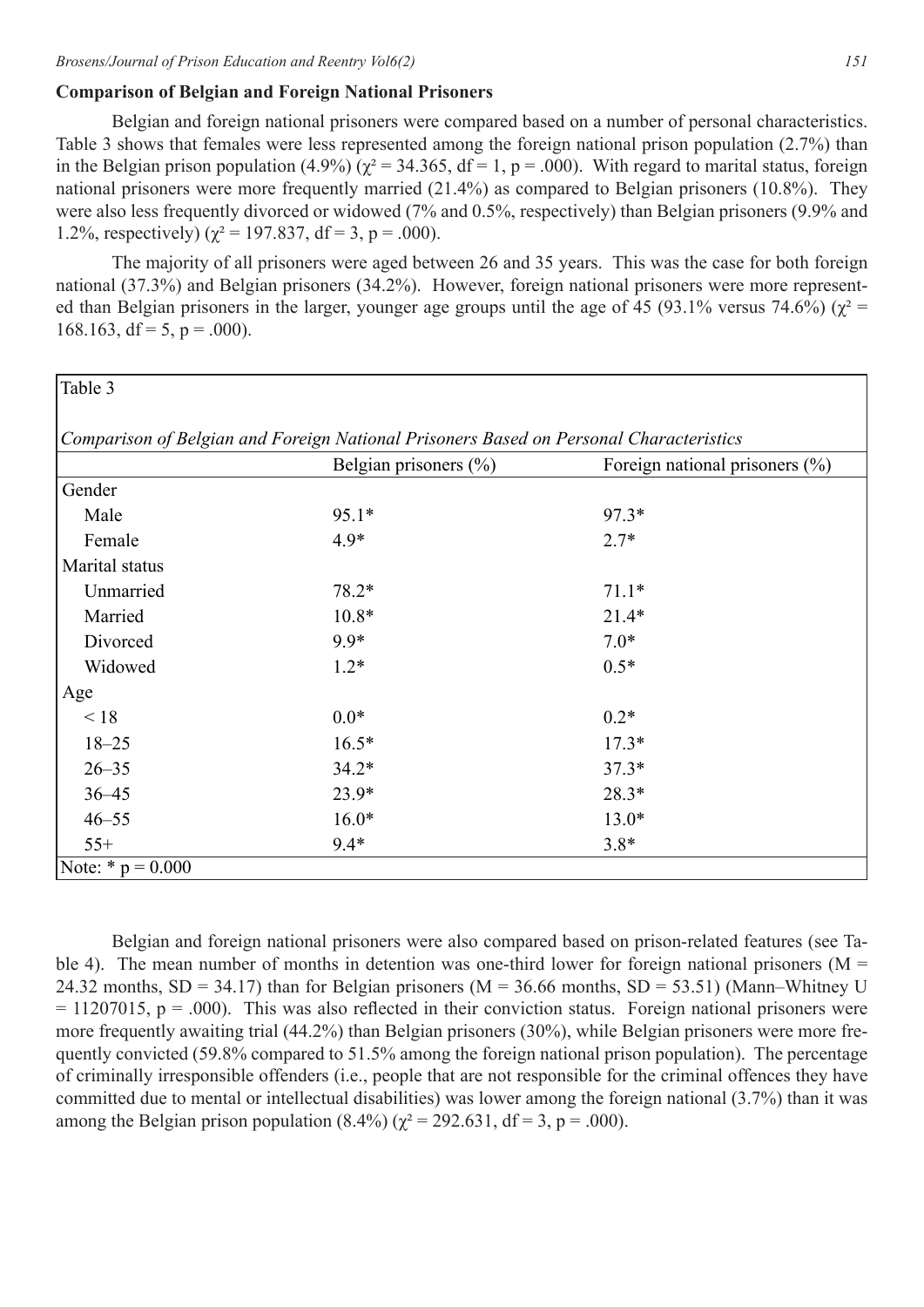## Comparison of Belgian and Foreign National Prisoners

Belgian and foreign national prisoners were compared based on a number of personal characteristics. Table 3 shows that females were less represented among the foreign national prison population (2.7%) than in the Belgian prison population (4.9%) ($\chi^2 = 34.365$, df = 1, $p = .000$). With regard to marital status, foreign national prisoners were more frequently married (21.4%) as compared to Belgian prisoners (10.8%). They were also less frequently divorced or widowed (7% and 0.5%, respectively) than Belgian prisoners (9.9% and 1.2%, respectively) ($\chi^2 = 197.837$, df = 3, $p = .000$).

The majority of all prisoners were aged between 26 and 35 years. This was the case for both foreign national (37.3%) and Belgian prisoners (34.2%). However, foreign national prisoners were more represented than Belgian prisoners in the larger, younger age groups until the age of 45 (93.1% versus 74.6%) ($\chi^2 = 168.163$, df = 5, $p = .000$).

Table 3

*Comparison of Belgian and Foreign National Prisoners Based on Personal Characteristics*

| | Belgian prisoners (%) | Foreign national prisoners (%) |
|---|---|---|
| Gender | | |
| Male | 95.1* | 97.3* |
| Female | 4.9* | 2.7* |
| Marital status | | |
| Unmarried | 78.2* | 71.1* |
| Married | 10.8* | 21.4* |
| Divorced | 9.9* | 7.0* |
| Widowed | 1.2* | 0.5* |
| Age | | |
| < 18 | 0.0* | 0.2* |
| 18–25 | 16.5* | 17.3* |
| 26–35 | 34.2* | 37.3* |
| 36–45 | 23.9* | 28.3* |
| 46–55 | 16.0* | 13.0* |
| 55+ | 9.4* | 3.8* |

Note: * $p = 0.000$

Belgian and foreign national prisoners were also compared based on prison-related features (see Table 4). The mean number of months in detention was one-third lower for foreign national prisoners ($M = 24.32$ months, $SD = 34.17$) than for Belgian prisoners ($M = 36.66$ months, $SD = 53.51$) (Mann–Whitney $U = 11207015$, $p = .000$). This was also reflected in their conviction status. Foreign national prisoners were more frequently awaiting trial (44.2%) than Belgian prisoners (30%), while Belgian prisoners were more frequently convicted (59.8% compared to 51.5% among the foreign national prison population). The percentage of criminally irresponsible offenders (i.e., people that are not responsible for the criminal offences they have committed due to mental or intellectual disabilities) was lower among the foreign national (3.7%) than it was among the Belgian prison population (8.4%) ($\chi^2 = 292.631$, df = 3, $p = .000$).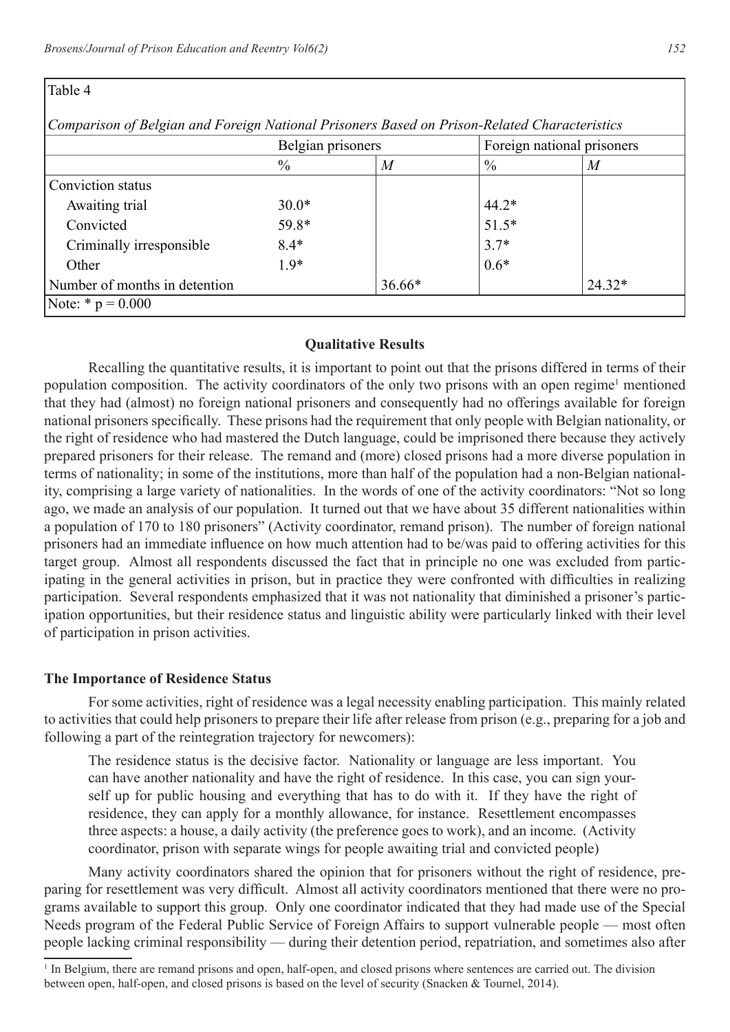Table 4

*Comparison of Belgian and Foreign National Prisoners Based on Prison-Related Characteristics*

| | Belgian prisoners | | Foreign national prisoners | |
|---|---|---|---|---|
| | % | *M* | % | *M* |
| Conviction status | | | | |
| Awaiting trial | 30.0* | | 44.2* | |
| Convicted | 59.8* | | 51.5* | |
| Criminally irresponsible | 8.4* | | 3.7* | |
| Other | 1.9* | | 0.6* | |
| Number of months in detention | | 36.66* | | 24.32* |

Note: * p = 0.000

### Qualitative Results

Recalling the quantitative results, it is important to point out that the prisons differed in terms of their population composition. The activity coordinators of the only two prisons with an open regime[1] mentioned that they had (almost) no foreign national prisoners and consequently had no offerings available for foreign national prisoners specifically. These prisons had the requirement that only people with Belgian nationality, or the right of residence who had mastered the Dutch language, could be imprisoned there because they actively prepared prisoners for their release. The remand and (more) closed prisons had a more diverse population in terms of nationality; in some of the institutions, more than half of the population had a non-Belgian nationality, comprising a large variety of nationalities. In the words of one of the activity coordinators: "Not so long ago, we made an analysis of our population. It turned out that we have about 35 different nationalities within a population of 170 to 180 prisoners" (Activity coordinator, remand prison). The number of foreign national prisoners had an immediate influence on how much attention had to be/was paid to offering activities for this target group. Almost all respondents discussed the fact that in principle no one was excluded from participating in the general activities in prison, but in practice they were confronted with difficulties in realizing participation. Several respondents emphasized that it was not nationality that diminished a prisoner's participation opportunities, but their residence status and linguistic ability were particularly linked with their level of participation in prison activities.

#### The Importance of Residence Status

For some activities, right of residence was a legal necessity enabling participation. This mainly related to activities that could help prisoners to prepare their life after release from prison (e.g., preparing for a job and following a part of the reintegration trajectory for newcomers):

> The residence status is the decisive factor. Nationality or language are less important. You can have another nationality and have the right of residence. In this case, you can sign yourself up for public housing and everything that has to do with it. If they have the right of residence, they can apply for a monthly allowance, for instance. Resettlement encompasses three aspects: a house, a daily activity (the preference goes to work), and an income. (Activity coordinator, prison with separate wings for people awaiting trial and convicted people)

Many activity coordinators shared the opinion that for prisoners without the right of residence, preparing for resettlement was very difficult. Almost all activity coordinators mentioned that there were no programs available to support this group. Only one coordinator indicated that they had made use of the Special Needs program of the Federal Public Service of Foreign Affairs to support vulnerable people — most often people lacking criminal responsibility — during their detention period, repatriation, and sometimes also after

[1] In Belgium, there are remand prisons and open, half-open, and closed prisons where sentences are carried out. The division between open, half-open, and closed prisons is based on the level of security (Snacken & Tournel, 2014).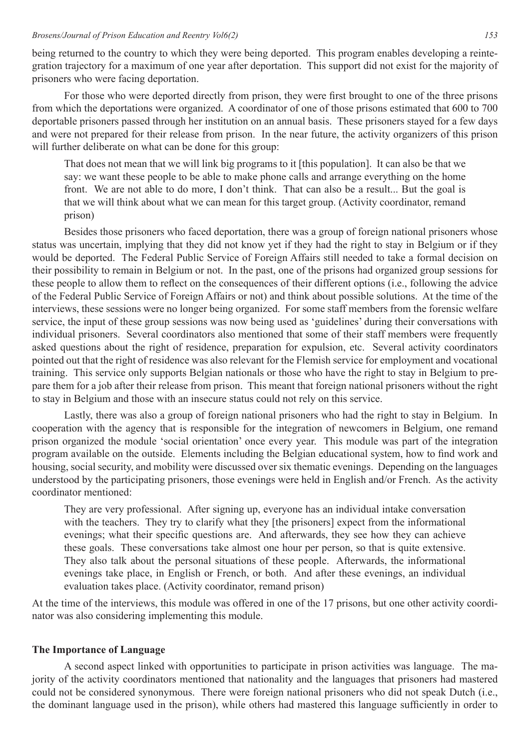being returned to the country to which they were being deported. This program enables developing a reintegration trajectory for a maximum of one year after deportation. This support did not exist for the majority of prisoners who were facing deportation.

For those who were deported directly from prison, they were first brought to one of the three prisons from which the deportations were organized. A coordinator of one of those prisons estimated that 600 to 700 deportable prisoners passed through her institution on an annual basis. These prisoners stayed for a few days and were not prepared for their release from prison. In the near future, the activity organizers of this prison will further deliberate on what can be done for this group:

> That does not mean that we will link big programs to it [this population]. It can also be that we say: we want these people to be able to make phone calls and arrange everything on the home front. We are not able to do more, I don't think. That can also be a result... But the goal is that we will think about what we can mean for this target group. (Activity coordinator, remand prison)

Besides those prisoners who faced deportation, there was a group of foreign national prisoners whose status was uncertain, implying that they did not know yet if they had the right to stay in Belgium or if they would be deported. The Federal Public Service of Foreign Affairs still needed to take a formal decision on their possibility to remain in Belgium or not. In the past, one of the prisons had organized group sessions for these people to allow them to reflect on the consequences of their different options (i.e., following the advice of the Federal Public Service of Foreign Affairs or not) and think about possible solutions. At the time of the interviews, these sessions were no longer being organized. For some staff members from the forensic welfare service, the input of these group sessions was now being used as 'guidelines' during their conversations with individual prisoners. Several coordinators also mentioned that some of their staff members were frequently asked questions about the right of residence, preparation for expulsion, etc. Several activity coordinators pointed out that the right of residence was also relevant for the Flemish service for employment and vocational training. This service only supports Belgian nationals or those who have the right to stay in Belgium to prepare them for a job after their release from prison. This meant that foreign national prisoners without the right to stay in Belgium and those with an insecure status could not rely on this service.

Lastly, there was also a group of foreign national prisoners who had the right to stay in Belgium. In cooperation with the agency that is responsible for the integration of newcomers in Belgium, one remand prison organized the module 'social orientation' once every year. This module was part of the integration program available on the outside. Elements including the Belgian educational system, how to find work and housing, social security, and mobility were discussed over six thematic evenings. Depending on the languages understood by the participating prisoners, those evenings were held in English and/or French. As the activity coordinator mentioned:

> They are very professional. After signing up, everyone has an individual intake conversation with the teachers. They try to clarify what they [the prisoners] expect from the informational evenings; what their specific questions are. And afterwards, they see how they can achieve these goals. These conversations take almost one hour per person, so that is quite extensive. They also talk about the personal situations of these people. Afterwards, the informational evenings take place, in English or French, or both. And after these evenings, an individual evaluation takes place. (Activity coordinator, remand prison)

At the time of the interviews, this module was offered in one of the 17 prisons, but one other activity coordinator was also considering implementing this module.

### The Importance of Language

A second aspect linked with opportunities to participate in prison activities was language. The majority of the activity coordinators mentioned that nationality and the languages that prisoners had mastered could not be considered synonymous. There were foreign national prisoners who did not speak Dutch (i.e., the dominant language used in the prison), while others had mastered this language sufficiently in order to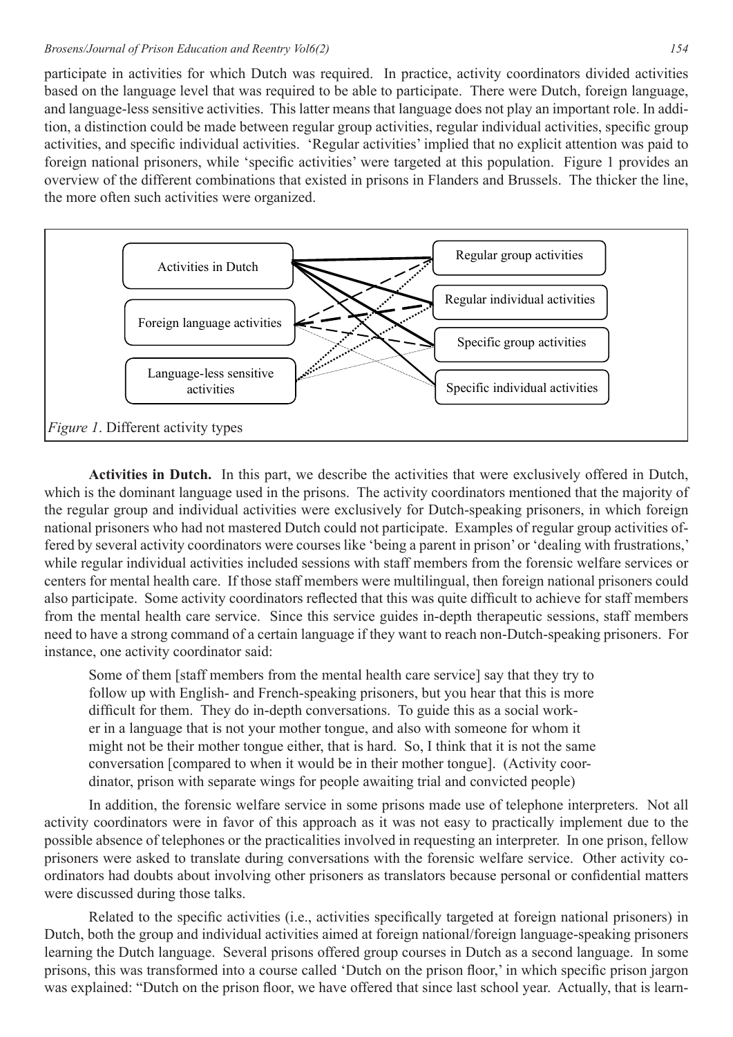participate in activities for which Dutch was required. In practice, activity coordinators divided activities based on the language level that was required to be able to participate. There were Dutch, foreign language, and language-less sensitive activities. This latter means that language does not play an important role. In addition, a distinction could be made between regular group activities, regular individual activities, specific group activities, and specific individual activities. 'Regular activities' implied that no explicit attention was paid to foreign national prisoners, while 'specific activities' were targeted at this population. Figure 1 provides an overview of the different combinations that existed in prisons in Flanders and Brussels. The thicker the line, the more often such activities were organized.

*Figure 1*. Different activity types

**Activities in Dutch.** In this part, we describe the activities that were exclusively offered in Dutch, which is the dominant language used in the prisons. The activity coordinators mentioned that the majority of the regular group and individual activities were exclusively for Dutch-speaking prisoners, in which foreign national prisoners who had not mastered Dutch could not participate. Examples of regular group activities offered by several activity coordinators were courses like 'being a parent in prison' or 'dealing with frustrations,' while regular individual activities included sessions with staff members from the forensic welfare services or centers for mental health care. If those staff members were multilingual, then foreign national prisoners could also participate. Some activity coordinators reflected that this was quite difficult to achieve for staff members from the mental health care service. Since this service guides in-depth therapeutic sessions, staff members need to have a strong command of a certain language if they want to reach non-Dutch-speaking prisoners. For instance, one activity coordinator said:

> Some of them [staff members from the mental health care service] say that they try to follow up with English- and French-speaking prisoners, but you hear that this is more difficult for them. They do in-depth conversations. To guide this as a social worker in a language that is not your mother tongue, and also with someone for whom it might not be their mother tongue either, that is hard. So, I think that it is not the same conversation [compared to when it would be in their mother tongue]. (Activity coordinator, prison with separate wings for people awaiting trial and convicted people)

In addition, the forensic welfare service in some prisons made use of telephone interpreters. Not all activity coordinators were in favor of this approach as it was not easy to practically implement due to the possible absence of telephones or the practicalities involved in requesting an interpreter. In one prison, fellow prisoners were asked to translate during conversations with the forensic welfare service. Other activity coordinators had doubts about involving other prisoners as translators because personal or confidential matters were discussed during those talks.

Related to the specific activities (i.e., activities specifically targeted at foreign national prisoners) in Dutch, both the group and individual activities aimed at foreign national/foreign language-speaking prisoners learning the Dutch language. Several prisons offered group courses in Dutch as a second language. In some prisons, this was transformed into a course called 'Dutch on the prison floor,' in which specific prison jargon was explained: "Dutch on the prison floor, we have offered that since last school year. Actually, that is learn-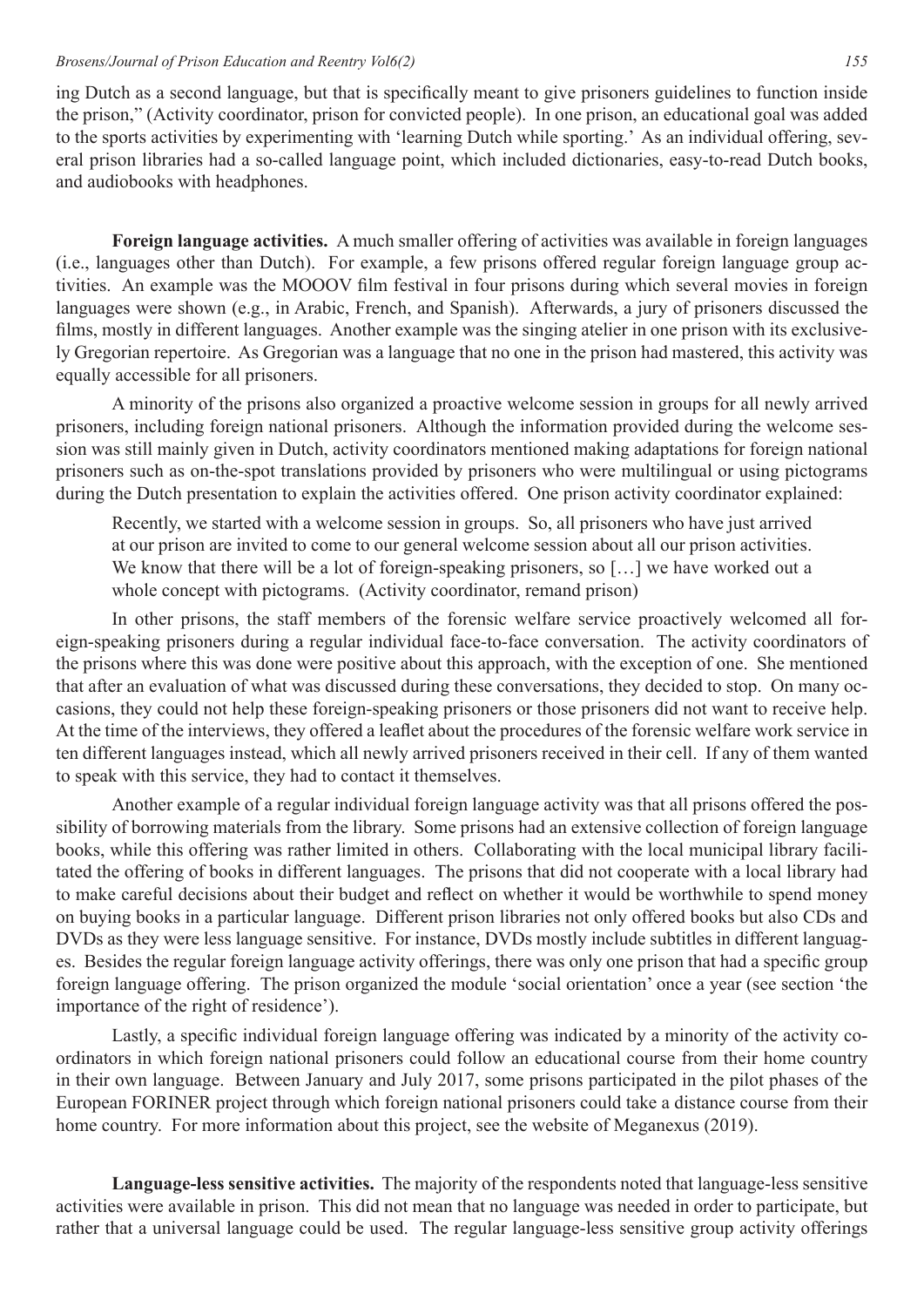ing Dutch as a second language, but that is specifically meant to give prisoners guidelines to function inside the prison," (Activity coordinator, prison for convicted people). In one prison, an educational goal was added to the sports activities by experimenting with 'learning Dutch while sporting.' As an individual offering, several prison libraries had a so-called language point, which included dictionaries, easy-to-read Dutch books, and audiobooks with headphones.

**Foreign language activities.** A much smaller offering of activities was available in foreign languages (i.e., languages other than Dutch). For example, a few prisons offered regular foreign language group activities. An example was the MOOOV film festival in four prisons during which several movies in foreign languages were shown (e.g., in Arabic, French, and Spanish). Afterwards, a jury of prisoners discussed the films, mostly in different languages. Another example was the singing atelier in one prison with its exclusively Gregorian repertoire. As Gregorian was a language that no one in the prison had mastered, this activity was equally accessible for all prisoners.

A minority of the prisons also organized a proactive welcome session in groups for all newly arrived prisoners, including foreign national prisoners. Although the information provided during the welcome session was still mainly given in Dutch, activity coordinators mentioned making adaptations for foreign national prisoners such as on-the-spot translations provided by prisoners who were multilingual or using pictograms during the Dutch presentation to explain the activities offered. One prison activity coordinator explained:

> Recently, we started with a welcome session in groups. So, all prisoners who have just arrived at our prison are invited to come to our general welcome session about all our prison activities. We know that there will be a lot of foreign-speaking prisoners, so […] we have worked out a whole concept with pictograms. (Activity coordinator, remand prison)

In other prisons, the staff members of the forensic welfare service proactively welcomed all foreign-speaking prisoners during a regular individual face-to-face conversation. The activity coordinators of the prisons where this was done were positive about this approach, with the exception of one. She mentioned that after an evaluation of what was discussed during these conversations, they decided to stop. On many occasions, they could not help these foreign-speaking prisoners or those prisoners did not want to receive help. At the time of the interviews, they offered a leaflet about the procedures of the forensic welfare work service in ten different languages instead, which all newly arrived prisoners received in their cell. If any of them wanted to speak with this service, they had to contact it themselves.

Another example of a regular individual foreign language activity was that all prisons offered the possibility of borrowing materials from the library. Some prisons had an extensive collection of foreign language books, while this offering was rather limited in others. Collaborating with the local municipal library facilitated the offering of books in different languages. The prisons that did not cooperate with a local library had to make careful decisions about their budget and reflect on whether it would be worthwhile to spend money on buying books in a particular language. Different prison libraries not only offered books but also CDs and DVDs as they were less language sensitive. For instance, DVDs mostly include subtitles in different languages. Besides the regular foreign language activity offerings, there was only one prison that had a specific group foreign language offering. The prison organized the module 'social orientation' once a year (see section 'the importance of the right of residence').

Lastly, a specific individual foreign language offering was indicated by a minority of the activity coordinators in which foreign national prisoners could follow an educational course from their home country in their own language. Between January and July 2017, some prisons participated in the pilot phases of the European FORINER project through which foreign national prisoners could take a distance course from their home country. For more information about this project, see the website of Meganexus (2019).

**Language-less sensitive activities.** The majority of the respondents noted that language-less sensitive activities were available in prison. This did not mean that no language was needed in order to participate, but rather that a universal language could be used. The regular language-less sensitive group activity offerings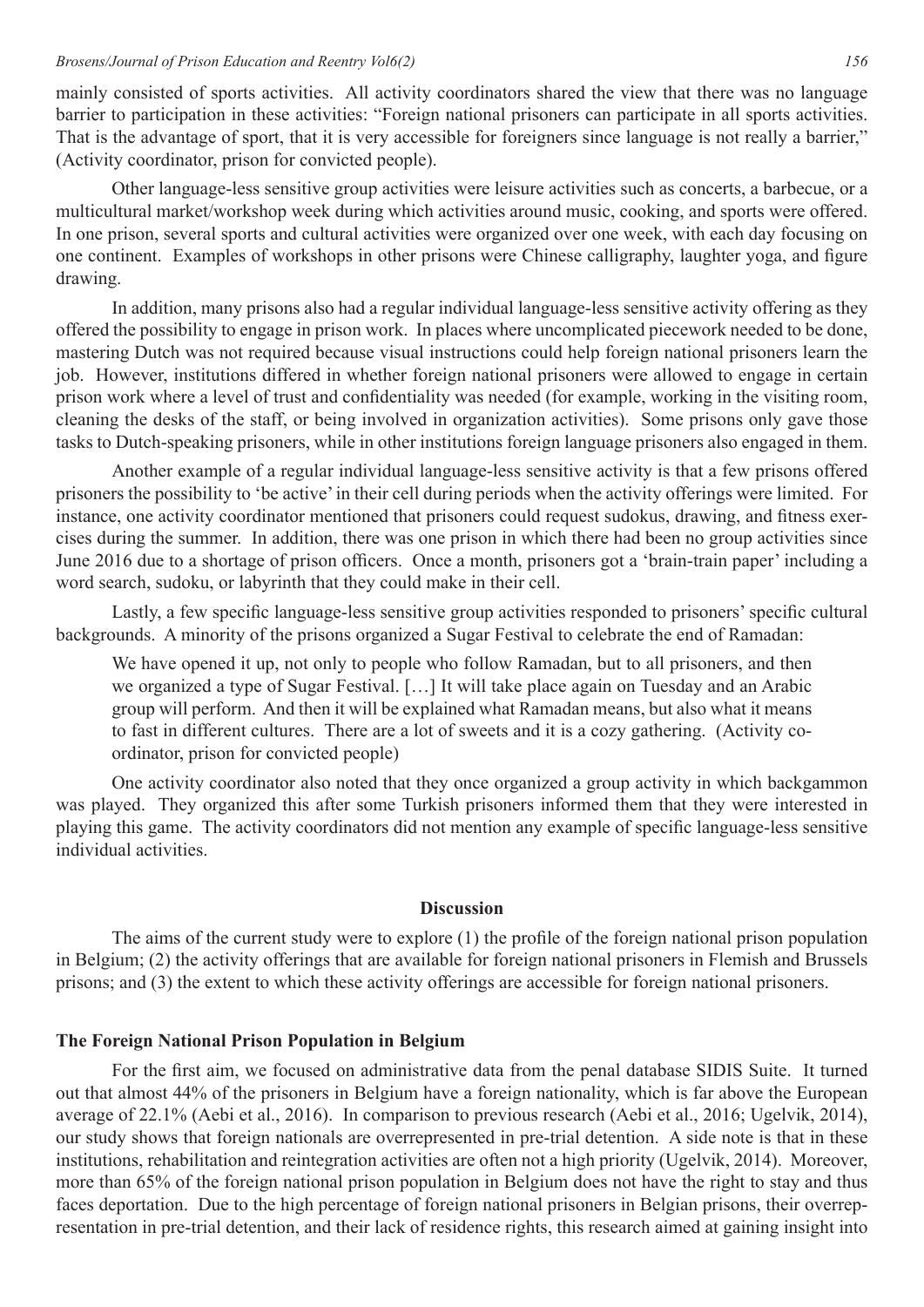mainly consisted of sports activities. All activity coordinators shared the view that there was no language barrier to participation in these activities: "Foreign national prisoners can participate in all sports activities. That is the advantage of sport, that it is very accessible for foreigners since language is not really a barrier," (Activity coordinator, prison for convicted people).

Other language-less sensitive group activities were leisure activities such as concerts, a barbecue, or a multicultural market/workshop week during which activities around music, cooking, and sports were offered. In one prison, several sports and cultural activities were organized over one week, with each day focusing on one continent. Examples of workshops in other prisons were Chinese calligraphy, laughter yoga, and figure drawing.

In addition, many prisons also had a regular individual language-less sensitive activity offering as they offered the possibility to engage in prison work. In places where uncomplicated piecework needed to be done, mastering Dutch was not required because visual instructions could help foreign national prisoners learn the job. However, institutions differed in whether foreign national prisoners were allowed to engage in certain prison work where a level of trust and confidentiality was needed (for example, working in the visiting room, cleaning the desks of the staff, or being involved in organization activities). Some prisons only gave those tasks to Dutch-speaking prisoners, while in other institutions foreign language prisoners also engaged in them.

Another example of a regular individual language-less sensitive activity is that a few prisons offered prisoners the possibility to 'be active' in their cell during periods when the activity offerings were limited. For instance, one activity coordinator mentioned that prisoners could request sudokus, drawing, and fitness exercises during the summer. In addition, there was one prison in which there had been no group activities since June 2016 due to a shortage of prison officers. Once a month, prisoners got a 'brain-train paper' including a word search, sudoku, or labyrinth that they could make in their cell.

Lastly, a few specific language-less sensitive group activities responded to prisoners' specific cultural backgrounds. A minority of the prisons organized a Sugar Festival to celebrate the end of Ramadan:

> We have opened it up, not only to people who follow Ramadan, but to all prisoners, and then we organized a type of Sugar Festival. […] It will take place again on Tuesday and an Arabic group will perform. And then it will be explained what Ramadan means, but also what it means to fast in different cultures. There are a lot of sweets and it is a cozy gathering. (Activity coordinator, prison for convicted people)

One activity coordinator also noted that they once organized a group activity in which backgammon was played. They organized this after some Turkish prisoners informed them that they were interested in playing this game. The activity coordinators did not mention any example of specific language-less sensitive individual activities.

## Discussion

The aims of the current study were to explore (1) the profile of the foreign national prison population in Belgium; (2) the activity offerings that are available for foreign national prisoners in Flemish and Brussels prisons; and (3) the extent to which these activity offerings are accessible for foreign national prisoners.

### The Foreign National Prison Population in Belgium

For the first aim, we focused on administrative data from the penal database SIDIS Suite. It turned out that almost 44% of the prisoners in Belgium have a foreign nationality, which is far above the European average of 22.1% (Aebi et al., 2016). In comparison to previous research (Aebi et al., 2016; Ugelvik, 2014), our study shows that foreign nationals are overrepresented in pre-trial detention. A side note is that in these institutions, rehabilitation and reintegration activities are often not a high priority (Ugelvik, 2014). Moreover, more than 65% of the foreign national prison population in Belgium does not have the right to stay and thus faces deportation. Due to the high percentage of foreign national prisoners in Belgian prisons, their overrepresentation in pre-trial detention, and their lack of residence rights, this research aimed at gaining insight into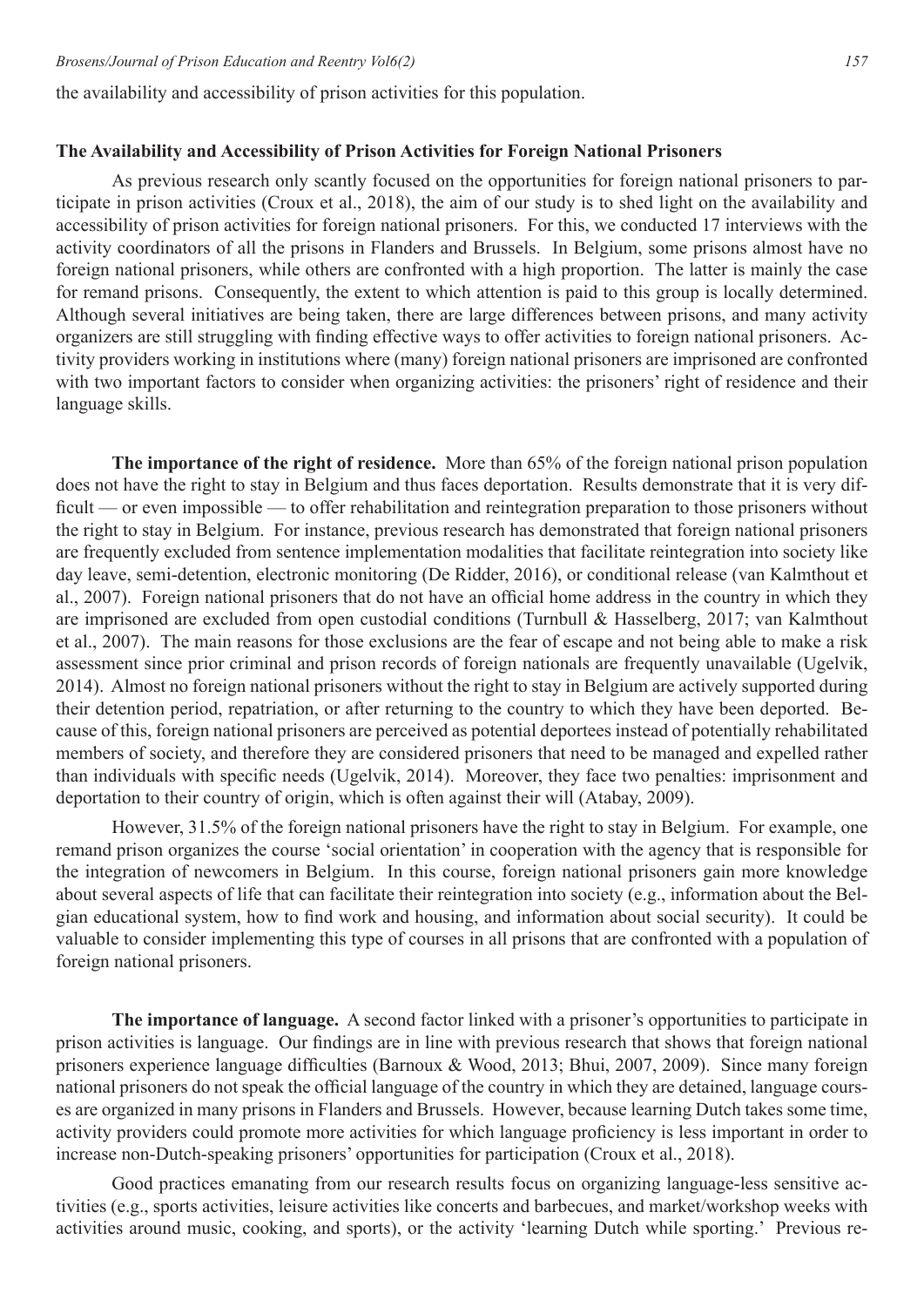the availability and accessibility of prison activities for this population.

### The Availability and Accessibility of Prison Activities for Foreign National Prisoners

As previous research only scantly focused on the opportunities for foreign national prisoners to participate in prison activities (Croux et al., 2018), the aim of our study is to shed light on the availability and accessibility of prison activities for foreign national prisoners. For this, we conducted 17 interviews with the activity coordinators of all the prisons in Flanders and Brussels. In Belgium, some prisons almost have no foreign national prisoners, while others are confronted with a high proportion. The latter is mainly the case for remand prisons. Consequently, the extent to which attention is paid to this group is locally determined. Although several initiatives are being taken, there are large differences between prisons, and many activity organizers are still struggling with finding effective ways to offer activities to foreign national prisoners. Activity providers working in institutions where (many) foreign national prisoners are imprisoned are confronted with two important factors to consider when organizing activities: the prisoners' right of residence and their language skills.

**The importance of the right of residence.** More than 65% of the foreign national prison population does not have the right to stay in Belgium and thus faces deportation. Results demonstrate that it is very difficult — or even impossible — to offer rehabilitation and reintegration preparation to those prisoners without the right to stay in Belgium. For instance, previous research has demonstrated that foreign national prisoners are frequently excluded from sentence implementation modalities that facilitate reintegration into society like day leave, semi-detention, electronic monitoring (De Ridder, 2016), or conditional release (van Kalmthout et al., 2007). Foreign national prisoners that do not have an official home address in the country in which they are imprisoned are excluded from open custodial conditions (Turnbull & Hasselberg, 2017; van Kalmthout et al., 2007). The main reasons for those exclusions are the fear of escape and not being able to make a risk assessment since prior criminal and prison records of foreign nationals are frequently unavailable (Ugelvik, 2014). Almost no foreign national prisoners without the right to stay in Belgium are actively supported during their detention period, repatriation, or after returning to the country to which they have been deported. Because of this, foreign national prisoners are perceived as potential deportees instead of potentially rehabilitated members of society, and therefore they are considered prisoners that need to be managed and expelled rather than individuals with specific needs (Ugelvik, 2014). Moreover, they face two penalties: imprisonment and deportation to their country of origin, which is often against their will (Atabay, 2009).

However, 31.5% of the foreign national prisoners have the right to stay in Belgium. For example, one remand prison organizes the course 'social orientation' in cooperation with the agency that is responsible for the integration of newcomers in Belgium. In this course, foreign national prisoners gain more knowledge about several aspects of life that can facilitate their reintegration into society (e.g., information about the Belgian educational system, how to find work and housing, and information about social security). It could be valuable to consider implementing this type of courses in all prisons that are confronted with a population of foreign national prisoners.

**The importance of language.** A second factor linked with a prisoner's opportunities to participate in prison activities is language. Our findings are in line with previous research that shows that foreign national prisoners experience language difficulties (Barnoux & Wood, 2013; Bhui, 2007, 2009). Since many foreign national prisoners do not speak the official language of the country in which they are detained, language courses are organized in many prisons in Flanders and Brussels. However, because learning Dutch takes some time, activity providers could promote more activities for which language proficiency is less important in order to increase non-Dutch-speaking prisoners' opportunities for participation (Croux et al., 2018).

Good practices emanating from our research results focus on organizing language-less sensitive activities (e.g., sports activities, leisure activities like concerts and barbecues, and market/workshop weeks with activities around music, cooking, and sports), or the activity 'learning Dutch while sporting.' Previous re-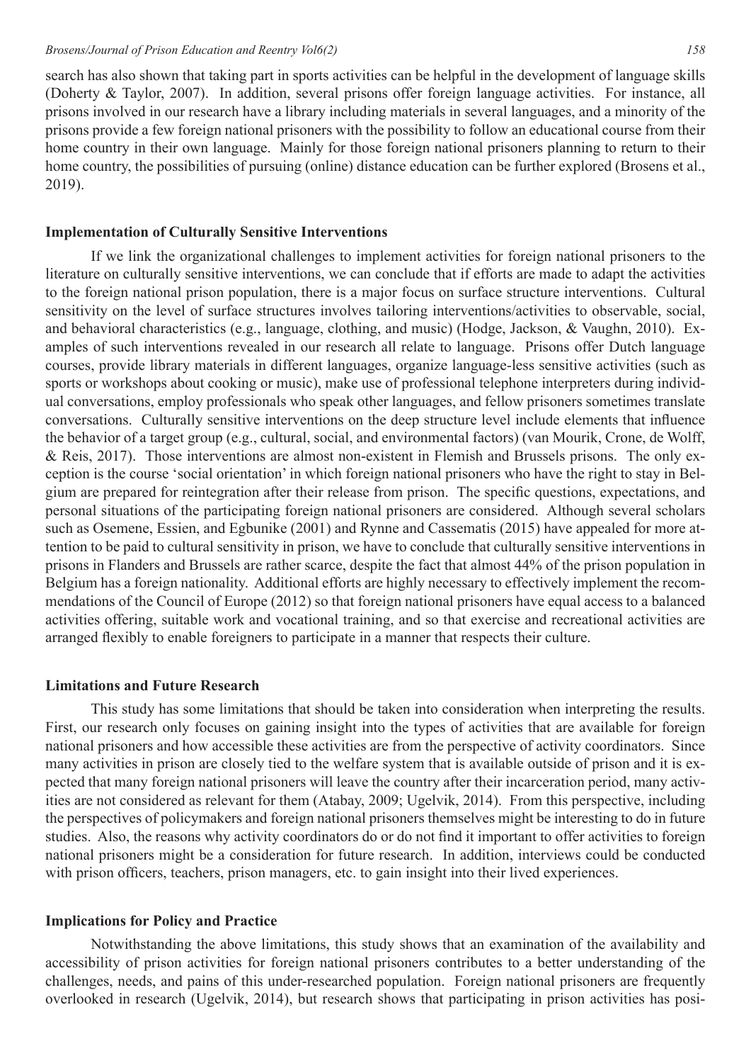search has also shown that taking part in sports activities can be helpful in the development of language skills (Doherty & Taylor, 2007). In addition, several prisons offer foreign language activities. For instance, all prisons involved in our research have a library including materials in several languages, and a minority of the prisons provide a few foreign national prisoners with the possibility to follow an educational course from their home country in their own language. Mainly for those foreign national prisoners planning to return to their home country, the possibilities of pursuing (online) distance education can be further explored (Brosens et al., 2019).

### Implementation of Culturally Sensitive Interventions

If we link the organizational challenges to implement activities for foreign national prisoners to the literature on culturally sensitive interventions, we can conclude that if efforts are made to adapt the activities to the foreign national prison population, there is a major focus on surface structure interventions. Cultural sensitivity on the level of surface structures involves tailoring interventions/activities to observable, social, and behavioral characteristics (e.g., language, clothing, and music) (Hodge, Jackson, & Vaughn, 2010). Examples of such interventions revealed in our research all relate to language. Prisons offer Dutch language courses, provide library materials in different languages, organize language-less sensitive activities (such as sports or workshops about cooking or music), make use of professional telephone interpreters during individual conversations, employ professionals who speak other languages, and fellow prisoners sometimes translate conversations. Culturally sensitive interventions on the deep structure level include elements that influence the behavior of a target group (e.g., cultural, social, and environmental factors) (van Mourik, Crone, de Wolff, & Reis, 2017). Those interventions are almost non-existent in Flemish and Brussels prisons. The only exception is the course 'social orientation' in which foreign national prisoners who have the right to stay in Belgium are prepared for reintegration after their release from prison. The specific questions, expectations, and personal situations of the participating foreign national prisoners are considered. Although several scholars such as Osemene, Essien, and Egbunike (2001) and Rynne and Cassematis (2015) have appealed for more attention to be paid to cultural sensitivity in prison, we have to conclude that culturally sensitive interventions in prisons in Flanders and Brussels are rather scarce, despite the fact that almost 44% of the prison population in Belgium has a foreign nationality. Additional efforts are highly necessary to effectively implement the recommendations of the Council of Europe (2012) so that foreign national prisoners have equal access to a balanced activities offering, suitable work and vocational training, and so that exercise and recreational activities are arranged flexibly to enable foreigners to participate in a manner that respects their culture.

### Limitations and Future Research

This study has some limitations that should be taken into consideration when interpreting the results. First, our research only focuses on gaining insight into the types of activities that are available for foreign national prisoners and how accessible these activities are from the perspective of activity coordinators. Since many activities in prison are closely tied to the welfare system that is available outside of prison and it is expected that many foreign national prisoners will leave the country after their incarceration period, many activities are not considered as relevant for them (Atabay, 2009; Ugelvik, 2014). From this perspective, including the perspectives of policymakers and foreign national prisoners themselves might be interesting to do in future studies. Also, the reasons why activity coordinators do or do not find it important to offer activities to foreign national prisoners might be a consideration for future research. In addition, interviews could be conducted with prison officers, teachers, prison managers, etc. to gain insight into their lived experiences.

### Implications for Policy and Practice

Notwithstanding the above limitations, this study shows that an examination of the availability and accessibility of prison activities for foreign national prisoners contributes to a better understanding of the challenges, needs, and pains of this under-researched population. Foreign national prisoners are frequently overlooked in research (Ugelvik, 2014), but research shows that participating in prison activities has posi-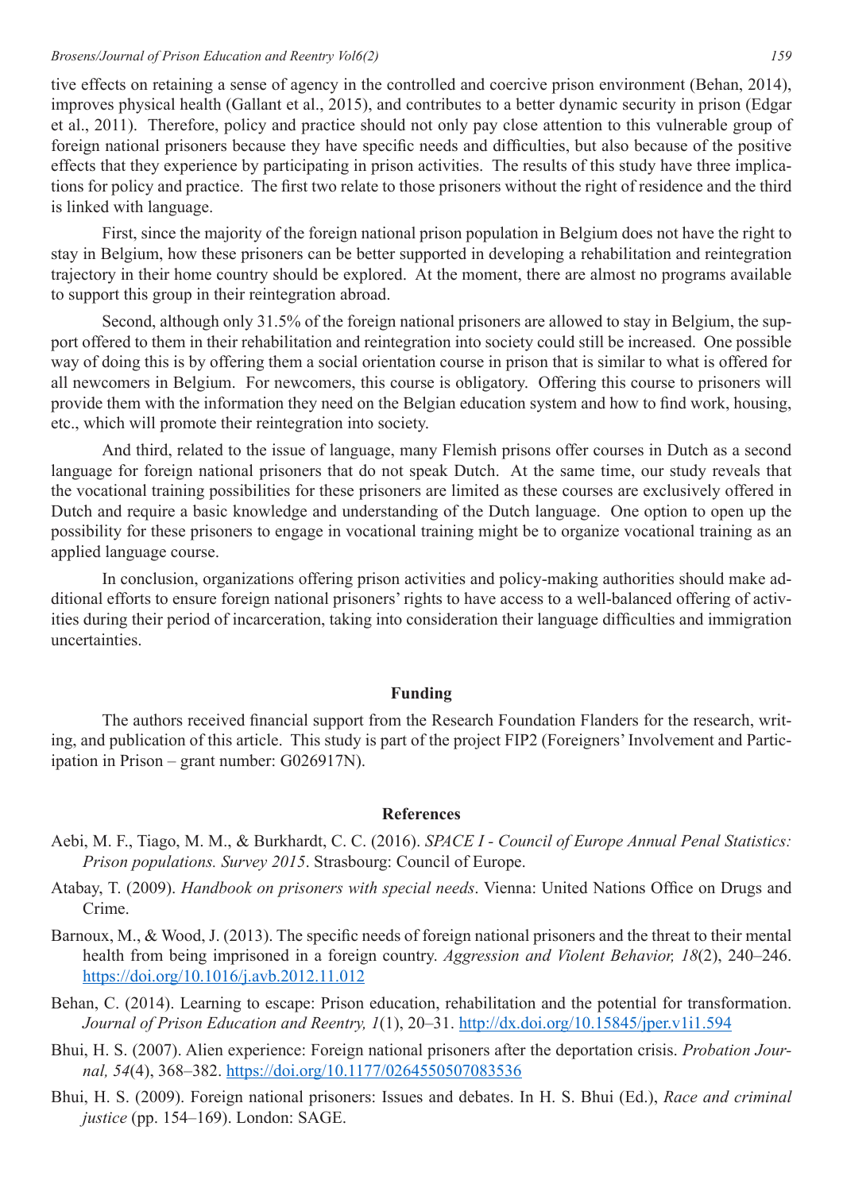tive effects on retaining a sense of agency in the controlled and coercive prison environment (Behan, 2014), improves physical health (Gallant et al., 2015), and contributes to a better dynamic security in prison (Edgar et al., 2011). Therefore, policy and practice should not only pay close attention to this vulnerable group of foreign national prisoners because they have specific needs and difficulties, but also because of the positive effects that they experience by participating in prison activities. The results of this study have three implications for policy and practice. The first two relate to those prisoners without the right of residence and the third is linked with language.

First, since the majority of the foreign national prison population in Belgium does not have the right to stay in Belgium, how these prisoners can be better supported in developing a rehabilitation and reintegration trajectory in their home country should be explored. At the moment, there are almost no programs available to support this group in their reintegration abroad.

Second, although only 31.5% of the foreign national prisoners are allowed to stay in Belgium, the support offered to them in their rehabilitation and reintegration into society could still be increased. One possible way of doing this is by offering them a social orientation course in prison that is similar to what is offered for all newcomers in Belgium. For newcomers, this course is obligatory. Offering this course to prisoners will provide them with the information they need on the Belgian education system and how to find work, housing, etc., which will promote their reintegration into society.

And third, related to the issue of language, many Flemish prisons offer courses in Dutch as a second language for foreign national prisoners that do not speak Dutch. At the same time, our study reveals that the vocational training possibilities for these prisoners are limited as these courses are exclusively offered in Dutch and require a basic knowledge and understanding of the Dutch language. One option to open up the possibility for these prisoners to engage in vocational training might be to organize vocational training as an applied language course.

In conclusion, organizations offering prison activities and policy-making authorities should make additional efforts to ensure foreign national prisoners' rights to have access to a well-balanced offering of activities during their period of incarceration, taking into consideration their language difficulties and immigration uncertainties.

## Funding

The authors received financial support from the Research Foundation Flanders for the research, writing, and publication of this article. This study is part of the project FIP2 (Foreigners' Involvement and Participation in Prison – grant number: G026917N).

## References

Aebi, M. F., Tiago, M. M., & Burkhardt, C. C. (2016). *SPACE I - Council of Europe Annual Penal Statistics: Prison populations. Survey 2015*. Strasbourg: Council of Europe.

Atabay, T. (2009). *Handbook on prisoners with special needs*. Vienna: United Nations Office on Drugs and Crime.

Barnoux, M., & Wood, J. (2013). The specific needs of foreign national prisoners and the threat to their mental health from being imprisoned in a foreign country. *Aggression and Violent Behavior, 18*(2), 240–246. https://doi.org/10.1016/j.avb.2012.11.012

Behan, C. (2014). Learning to escape: Prison education, rehabilitation and the potential for transformation. *Journal of Prison Education and Reentry, 1*(1), 20–31. http://dx.doi.org/10.15845/jper.v1i1.594

Bhui, H. S. (2007). Alien experience: Foreign national prisoners after the deportation crisis. *Probation Journal, 54*(4), 368–382. https://doi.org/10.1177/0264550507083536

Bhui, H. S. (2009). Foreign national prisoners: Issues and debates. In H. S. Bhui (Ed.), *Race and criminal justice* (pp. 154–169). London: SAGE.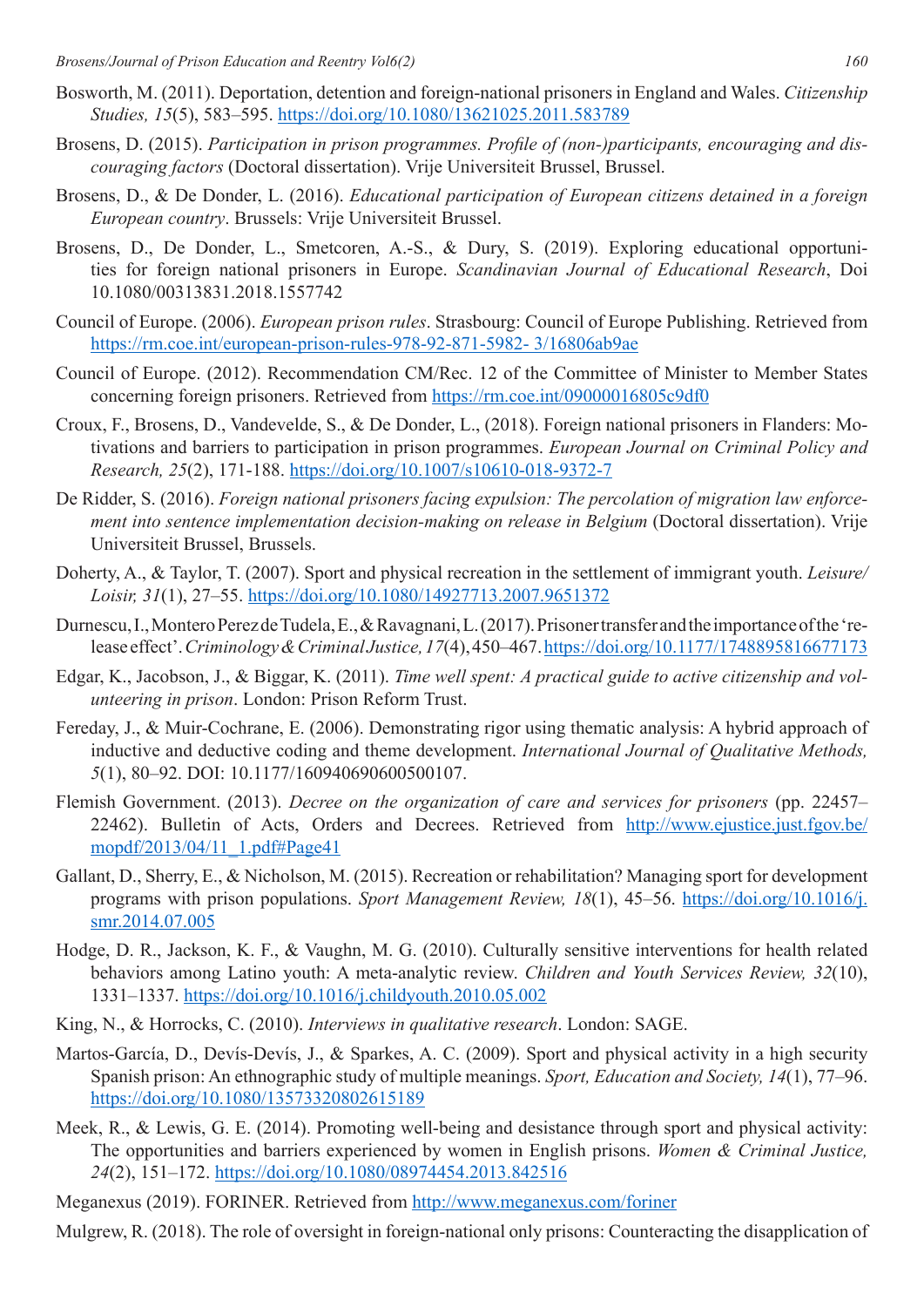Bosworth, M. (2011). Deportation, detention and foreign-national prisoners in England and Wales. *Citizenship Studies, 15*(5), 583–595. https://doi.org/10.1080/13621025.2011.583789

Brosens, D. (2015). *Participation in prison programmes. Profile of (non-)participants, encouraging and discouraging factors* (Doctoral dissertation). Vrije Universiteit Brussel, Brussel.

Brosens, D., & De Donder, L. (2016). *Educational participation of European citizens detained in a foreign European country*. Brussels: Vrije Universiteit Brussel.

Brosens, D., De Donder, L., Smetcoren, A.-S., & Dury, S. (2019). Exploring educational opportunities for foreign national prisoners in Europe. *Scandinavian Journal of Educational Research*, Doi 10.1080/00313831.2018.1557742

Council of Europe. (2006). *European prison rules*. Strasbourg: Council of Europe Publishing. Retrieved from https://rm.coe.int/european-prison-rules-978-92-871-5982- 3/16806ab9ae

Council of Europe. (2012). Recommendation CM/Rec. 12 of the Committee of Minister to Member States concerning foreign prisoners. Retrieved from https://rm.coe.int/09000016805c9df0

Croux, F., Brosens, D., Vandevelde, S., & De Donder, L., (2018). Foreign national prisoners in Flanders: Motivations and barriers to participation in prison programmes. *European Journal on Criminal Policy and Research, 25*(2), 171-188. https://doi.org/10.1007/s10610-018-9372-7

De Ridder, S. (2016). *Foreign national prisoners facing expulsion: The percolation of migration law enforcement into sentence implementation decision-making on release in Belgium* (Doctoral dissertation). Vrije Universiteit Brussel, Brussels.

Doherty, A., & Taylor, T. (2007). Sport and physical recreation in the settlement of immigrant youth. *Leisure/Loisir, 31*(1), 27–55. https://doi.org/10.1080/14927713.2007.9651372

Durnescu, I., Montero Perez de Tudela, E., & Ravagnani, L. (2017). Prisoner transfer and the importance of the 'release effect'. *Criminology & Criminal Justice, 17*(4), 450–467. https://doi.org/10.1177/1748895816677173

Edgar, K., Jacobson, J., & Biggar, K. (2011). *Time well spent: A practical guide to active citizenship and volunteering in prison*. London: Prison Reform Trust.

Fereday, J., & Muir-Cochrane, E. (2006). Demonstrating rigor using thematic analysis: A hybrid approach of inductive and deductive coding and theme development. *International Journal of Qualitative Methods, 5*(1), 80–92. DOI: 10.1177/160940690600500107.

Flemish Government. (2013). *Decree on the organization of care and services for prisoners* (pp. 22457–22462). Bulletin of Acts, Orders and Decrees. Retrieved from http://www.ejustice.just.fgov.be/mopdf/2013/04/11_1.pdf#Page41

Gallant, D., Sherry, E., & Nicholson, M. (2015). Recreation or rehabilitation? Managing sport for development programs with prison populations. *Sport Management Review, 18*(1), 45–56. https://doi.org/10.1016/j.smr.2014.07.005

Hodge, D. R., Jackson, K. F., & Vaughn, M. G. (2010). Culturally sensitive interventions for health related behaviors among Latino youth: A meta-analytic review. *Children and Youth Services Review, 32*(10), 1331–1337. https://doi.org/10.1016/j.childyouth.2010.05.002

King, N., & Horrocks, C. (2010). *Interviews in qualitative research*. London: SAGE.

Martos-García, D., Devís-Devís, J., & Sparkes, A. C. (2009). Sport and physical activity in a high security Spanish prison: An ethnographic study of multiple meanings. *Sport, Education and Society, 14*(1), 77–96. https://doi.org/10.1080/13573320802615189

Meek, R., & Lewis, G. E. (2014). Promoting well-being and desistance through sport and physical activity: The opportunities and barriers experienced by women in English prisons. *Women & Criminal Justice, 24*(2), 151–172. https://doi.org/10.1080/08974454.2013.842516

Meganexus (2019). FORINER. Retrieved from http://www.meganexus.com/foriner

Mulgrew, R. (2018). The role of oversight in foreign-national only prisons: Counteracting the disapplication of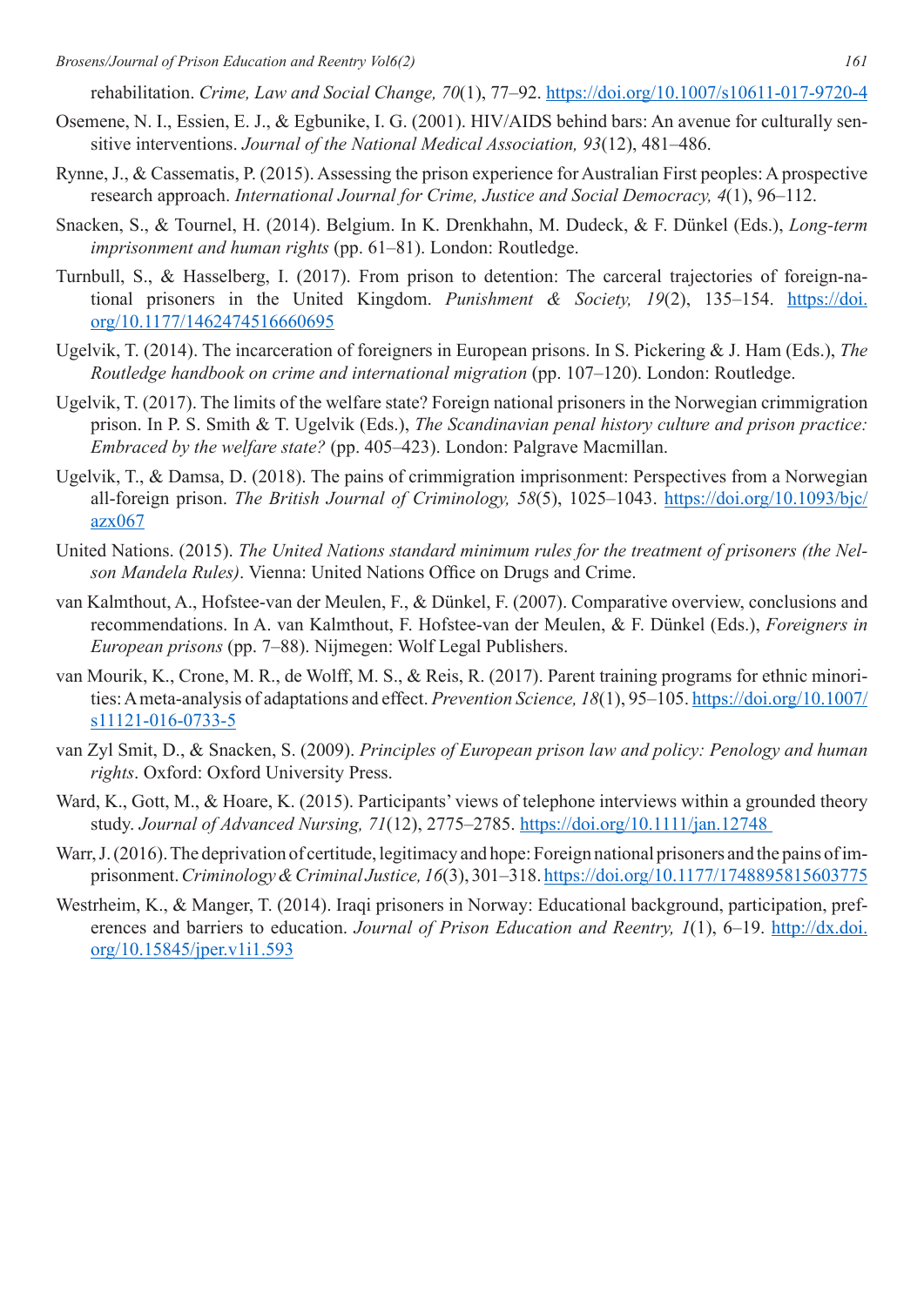rehabilitation. *Crime, Law and Social Change, 70*(1), 77–92. https://doi.org/10.1007/s10611-017-9720-4

Osemene, N. I., Essien, E. J., & Egbunike, I. G. (2001). HIV/AIDS behind bars: An avenue for culturally sensitive interventions. *Journal of the National Medical Association, 93*(12), 481–486.

Rynne, J., & Cassematis, P. (2015). Assessing the prison experience for Australian First peoples: A prospective research approach. *International Journal for Crime, Justice and Social Democracy, 4*(1), 96–112.

Snacken, S., & Tournel, H. (2014). Belgium. In K. Drenkhahn, M. Dudeck, & F. Dünkel (Eds.), *Long-term imprisonment and human rights* (pp. 61–81). London: Routledge.

Turnbull, S., & Hasselberg, I. (2017). From prison to detention: The carceral trajectories of foreign-national prisoners in the United Kingdom. *Punishment & Society, 19*(2), 135–154. https://doi.org/10.1177/1462474516660695

Ugelvik, T. (2014). The incarceration of foreigners in European prisons. In S. Pickering & J. Ham (Eds.), *The Routledge handbook on crime and international migration* (pp. 107–120). London: Routledge.

Ugelvik, T. (2017). The limits of the welfare state? Foreign national prisoners in the Norwegian crimmigration prison. In P. S. Smith & T. Ugelvik (Eds.), *The Scandinavian penal history culture and prison practice: Embraced by the welfare state?* (pp. 405–423). London: Palgrave Macmillan.

Ugelvik, T., & Damsa, D. (2018). The pains of crimmigration imprisonment: Perspectives from a Norwegian all-foreign prison. *The British Journal of Criminology, 58*(5), 1025–1043. https://doi.org/10.1093/bjc/azx067

United Nations. (2015). *The United Nations standard minimum rules for the treatment of prisoners (the Nelson Mandela Rules)*. Vienna: United Nations Office on Drugs and Crime.

van Kalmthout, A., Hofstee-van der Meulen, F., & Dünkel, F. (2007). Comparative overview, conclusions and recommendations. In A. van Kalmthout, F. Hofstee-van der Meulen, & F. Dünkel (Eds.), *Foreigners in European prisons* (pp. 7–88). Nijmegen: Wolf Legal Publishers.

van Mourik, K., Crone, M. R., de Wolff, M. S., & Reis, R. (2017). Parent training programs for ethnic minorities: A meta-analysis of adaptations and effect. *Prevention Science, 18*(1), 95–105. https://doi.org/10.1007/s11121-016-0733-5

van Zyl Smit, D., & Snacken, S. (2009). *Principles of European prison law and policy: Penology and human rights*. Oxford: Oxford University Press.

Ward, K., Gott, M., & Hoare, K. (2015). Participants' views of telephone interviews within a grounded theory study. *Journal of Advanced Nursing, 71*(12), 2775–2785. https://doi.org/10.1111/jan.12748

Warr, J. (2016). The deprivation of certitude, legitimacy and hope: Foreign national prisoners and the pains of imprisonment. *Criminology & Criminal Justice, 16*(3), 301–318. https://doi.org/10.1177/1748895815603775

Westrheim, K., & Manger, T. (2014). Iraqi prisoners in Norway: Educational background, participation, preferences and barriers to education. *Journal of Prison Education and Reentry, 1*(1), 6–19. http://dx.doi.org/10.15845/jper.v1i1.593